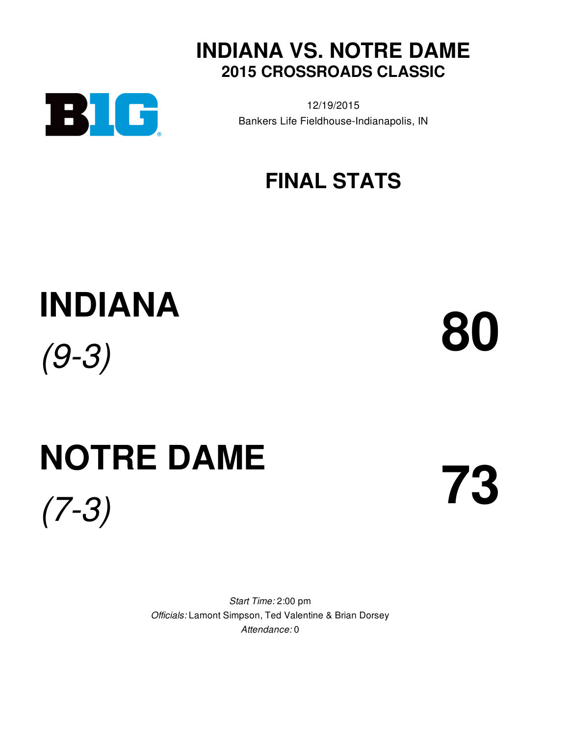# INDIANA VS. NOTRE DAME
## 2015 CROSSROADS CLASSIC

12/19/2015
Bankers Life Fieldhouse-Indianapolis, IN

## FINAL STATS

# INDIANA
*(9-3)*

# 80

# NOTRE DAME
*(7-3)*

# 73

*Start Time:* 2:00 pm
*Officials:* Lamont Simpson, Ted Valentine & Brian Dorsey
*Attendance:* 0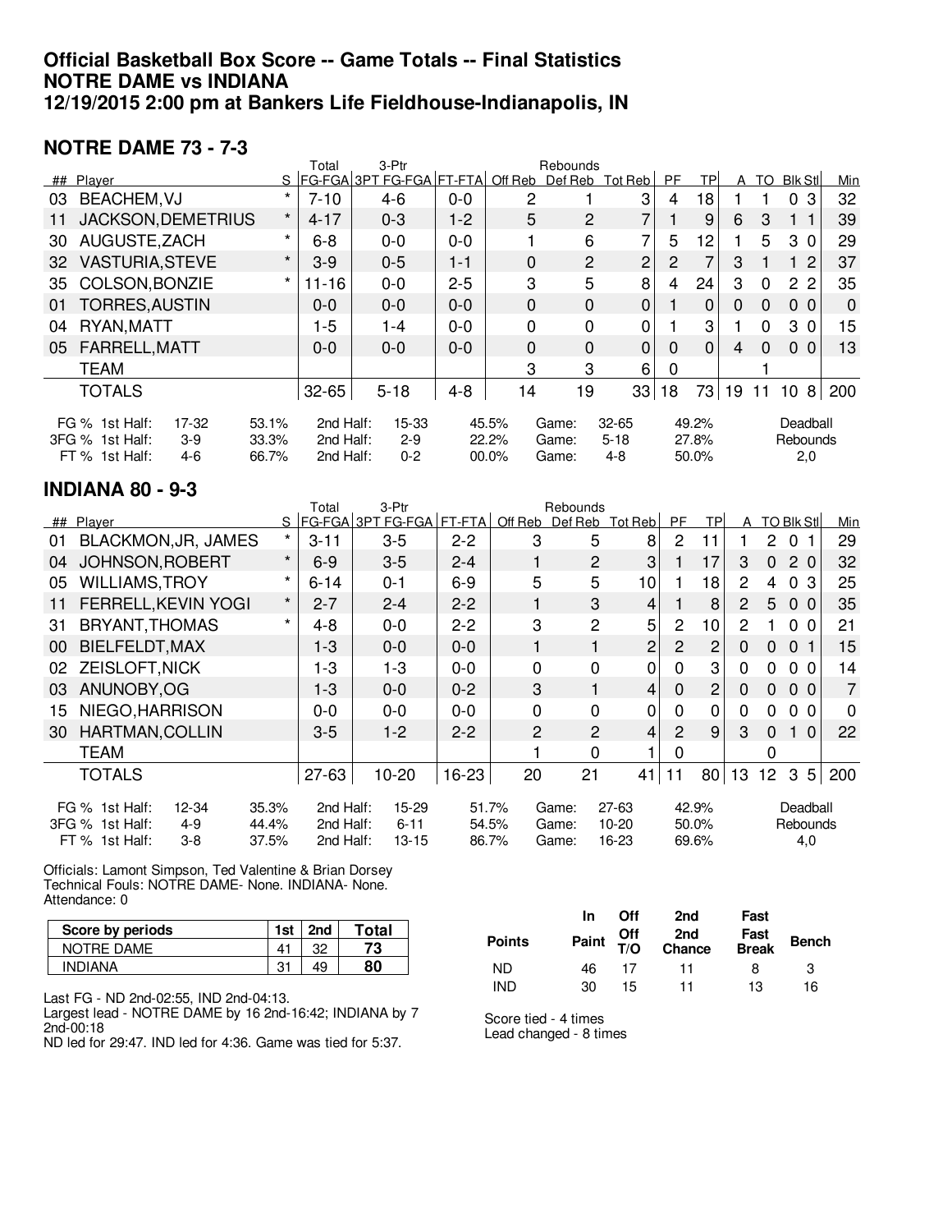# Official Basketball Box Score -- Game Totals -- Final Statistics
# NOTRE DAME vs INDIANA
# 12/19/2015 2:00 pm at Bankers Life Fieldhouse-Indianapolis, IN

## NOTRE DAME 73 - 7-3

| ## | Player | S | Total FG-FGA | 3-Ptr 3PT FG-FGA | FT-FTA | Off Reb | Def Reb | Tot Reb | PF | TP | A | TO | Blk | Stl | Min |
|---|---|---|---|---|---|---|---|---|---|---|---|---|---|---|---|
| 03 | BEACHEM,VJ | * | 7-10 | 4-6 | 0-0 | 2 | 1 | 3 | 4 | 18 | 1 | 1 | 0 | 3 | 32 |
| 11 | JACKSON,DEMETRIUS | * | 4-17 | 0-3 | 1-2 | 5 | 2 | 7 | 1 | 9 | 6 | 3 | 1 | 1 | 39 |
| 30 | AUGUSTE,ZACH | * | 6-8 | 0-0 | 0-0 | 1 | 6 | 7 | 5 | 12 | 1 | 5 | 3 | 0 | 29 |
| 32 | VASTURIA,STEVE | * | 3-9 | 0-5 | 1-1 | 0 | 2 | 2 | 2 | 7 | 3 | 1 | 1 | 2 | 37 |
| 35 | COLSON,BONZIE | * | 11-16 | 0-0 | 2-5 | 3 | 5 | 8 | 4 | 24 | 3 | 0 | 2 | 2 | 35 |
| 01 | TORRES,AUSTIN | | 0-0 | 0-0 | 0-0 | 0 | 0 | 0 | 1 | 0 | 0 | 0 | 0 | 0 | 0 |
| 04 | RYAN,MATT | | 1-5 | 1-4 | 0-0 | 0 | 0 | 0 | 1 | 3 | 1 | 0 | 3 | 0 | 15 |
| 05 | FARRELL,MATT | | 0-0 | 0-0 | 0-0 | 0 | 0 | 0 | 0 | 0 | 4 | 0 | 0 | 0 | 13 |
| | TEAM | | | | | 3 | 3 | 6 | 0 | | | 1 | | | |
| | TOTALS | | 32-65 | 5-18 | 4-8 | 14 | 19 | 33 | 18 | 73 | 19 | 11 | 10 | 8 | 200 |

| | 1st Half | | 2nd Half | | Game | | Deadball Rebounds |
|---|---|---|---|---|---|---|---|
| FG % | 17-32 | 53.1% | 15-33 | 45.5% | 32-65 | 49.2% | |
| 3FG % | 3-9 | 33.3% | 2-9 | 22.2% | 5-18 | 27.8% | |
| FT % | 4-6 | 66.7% | 0-2 | 00.0% | 4-8 | 50.0% | 2,0 |

## INDIANA 80 - 9-3

| ## | Player | S | Total FG-FGA | 3-Ptr 3PT FG-FGA | FT-FTA | Off Reb | Def Reb | Tot Reb | PF | TP | A | TO | Blk | Stl | Min |
|---|---|---|---|---|---|---|---|---|---|---|---|---|---|---|---|
| 01 | BLACKMON,JR, JAMES | * | 3-11 | 3-5 | 2-2 | 3 | 5 | 8 | 2 | 11 | 1 | 2 | 0 | 1 | 29 |
| 04 | JOHNSON,ROBERT | * | 6-9 | 3-5 | 2-4 | 1 | 2 | 3 | 1 | 17 | 3 | 0 | 2 | 0 | 32 |
| 05 | WILLIAMS,TROY | * | 6-14 | 0-1 | 6-9 | 5 | 5 | 10 | 1 | 18 | 2 | 4 | 0 | 3 | 25 |
| 11 | FERRELL,KEVIN YOGI | * | 2-7 | 2-4 | 2-2 | 1 | 3 | 4 | 1 | 8 | 2 | 5 | 0 | 0 | 35 |
| 31 | BRYANT,THOMAS | * | 4-8 | 0-0 | 2-2 | 3 | 2 | 5 | 2 | 10 | 2 | 1 | 0 | 0 | 21 |
| 00 | BIELFELDT,MAX | | 1-3 | 0-0 | 0-0 | 1 | 1 | 2 | 2 | 2 | 0 | 0 | 0 | 1 | 15 |
| 02 | ZEISLOFT,NICK | | 1-3 | 1-3 | 0-0 | 0 | 0 | 0 | 0 | 3 | 0 | 0 | 0 | 0 | 14 |
| 03 | ANUNOBY,OG | | 1-3 | 0-0 | 0-2 | 3 | 1 | 4 | 0 | 2 | 0 | 0 | 0 | 0 | 7 |
| 15 | NIEGO,HARRISON | | 0-0 | 0-0 | 0-0 | 0 | 0 | 0 | 0 | 0 | 0 | 0 | 0 | 0 | 0 |
| 30 | HARTMAN,COLLIN | | 3-5 | 1-2 | 2-2 | 2 | 2 | 4 | 2 | 9 | 3 | 0 | 1 | 0 | 22 |
| | TEAM | | | | | 1 | 0 | 1 | 0 | | | 0 | | | |
| | TOTALS | | 27-63 | 10-20 | 16-23 | 20 | 21 | 41 | 11 | 80 | 13 | 12 | 3 | 5 | 200 |

| | 1st Half | | 2nd Half | | Game | | Deadball Rebounds |
|---|---|---|---|---|---|---|---|
| FG % | 12-34 | 35.3% | 15-29 | 51.7% | 27-63 | 42.9% | |
| 3FG % | 4-9 | 44.4% | 6-11 | 54.5% | 10-20 | 50.0% | |
| FT % | 3-8 | 37.5% | 13-15 | 86.7% | 16-23 | 69.6% | 4,0 |

Officials: Lamont Simpson, Ted Valentine & Brian Dorsey
Technical Fouls: NOTRE DAME- None. INDIANA- None.
Attendance: 0

| Score by periods | 1st | 2nd | Total |
|---|---|---|---|
| NOTRE DAME | 41 | 32 | 73 |
| INDIANA | 31 | 49 | 80 |

| Points | In Paint | Off T/O | 2nd Chance | Fast Break | Bench |
|---|---|---|---|---|---|
| ND | 46 | 17 | 11 | 8 | 3 |
| IND | 30 | 15 | 11 | 13 | 16 |

Last FG - ND 2nd-02:55, IND 2nd-04:13.
Largest lead - NOTRE DAME by 16 2nd-16:42; INDIANA by 7 2nd-00:18
ND led for 29:47. IND led for 4:36. Game was tied for 5:37.

Score tied - 4 times
Lead changed - 8 times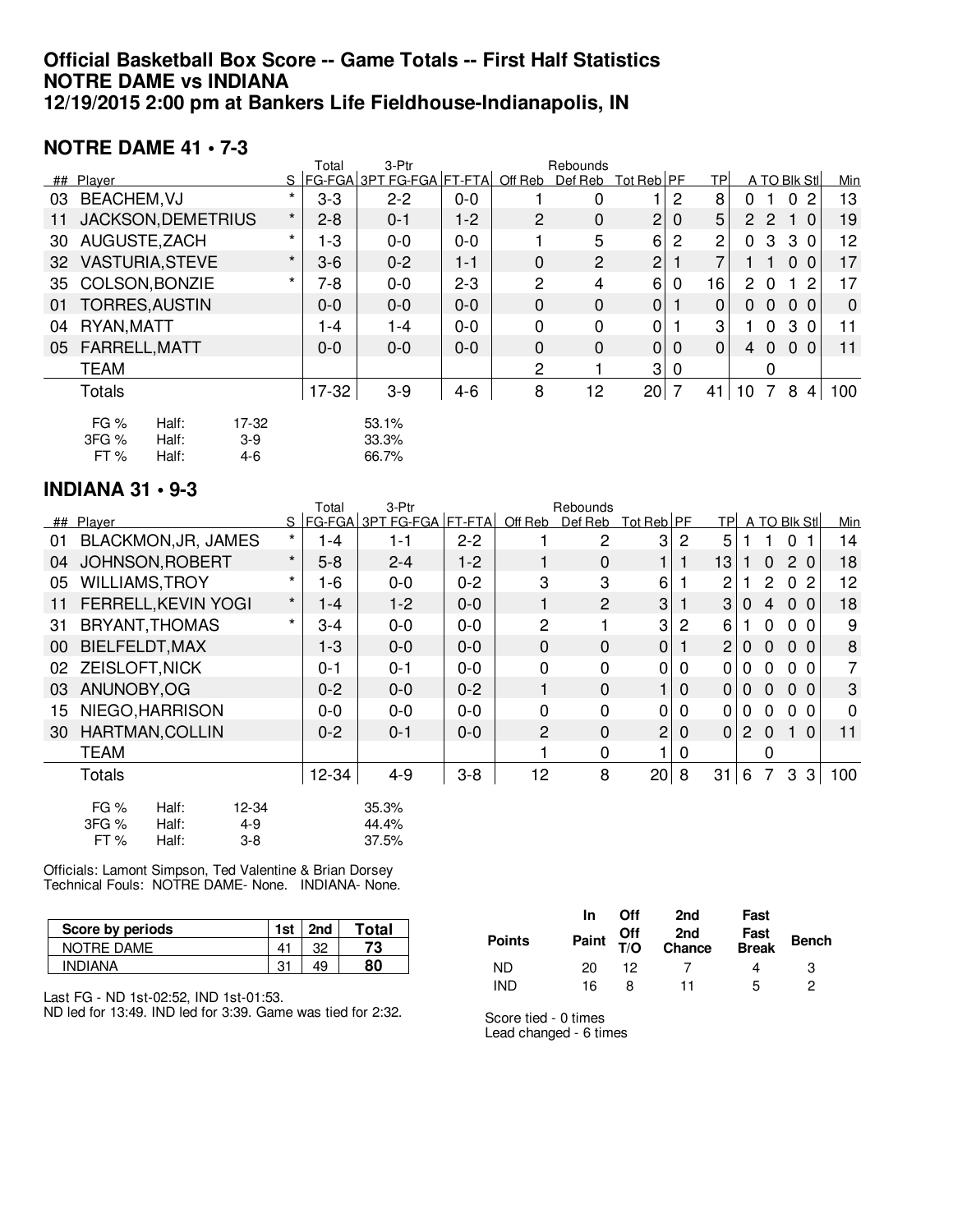# Official Basketball Box Score -- Game Totals -- First Half Statistics
# NOTRE DAME vs INDIANA
# 12/19/2015 2:00 pm at Bankers Life Fieldhouse-Indianapolis, IN

## NOTRE DAME 41 • 7-3

| ## | Player | S | Total FG-FGA | 3-Ptr 3PT FG-FGA | FT-FTA | Off Reb | Def Reb | Tot Reb | PF | TP | A | TO | Blk | Stl | Min |
|---|---|---|---|---|---|---|---|---|---|---|---|---|---|---|---|
| 03 | BEACHEM,VJ | * | 3-3 | 2-2 | 0-0 | 1 | 0 | 1 | 2 | 8 | 0 | 1 | 0 | 2 | 13 |
| 11 | JACKSON,DEMETRIUS | * | 2-8 | 0-1 | 1-2 | 2 | 0 | 2 | 0 | 5 | 2 | 2 | 1 | 0 | 19 |
| 30 | AUGUSTE,ZACH | * | 1-3 | 0-0 | 0-0 | 1 | 5 | 6 | 2 | 2 | 0 | 3 | 3 | 0 | 12 |
| 32 | VASTURIA,STEVE | * | 3-6 | 0-2 | 1-1 | 0 | 2 | 2 | 1 | 7 | 1 | 1 | 0 | 0 | 17 |
| 35 | COLSON,BONZIE | * | 7-8 | 0-0 | 2-3 | 2 | 4 | 6 | 0 | 16 | 2 | 0 | 1 | 2 | 17 |
| 01 | TORRES,AUSTIN | | 0-0 | 0-0 | 0-0 | 0 | 0 | 0 | 1 | 0 | 0 | 0 | 0 | 0 | 0 |
| 04 | RYAN,MATT | | 1-4 | 1-4 | 0-0 | 0 | 0 | 0 | 1 | 3 | 1 | 0 | 3 | 0 | 11 |
| 05 | FARRELL,MATT | | 0-0 | 0-0 | 0-0 | 0 | 0 | 0 | 0 | 0 | 4 | 0 | 0 | 0 | 11 |
| | TEAM | | | | | 2 | 1 | 3 | 0 | | | 0 | | | |
| | Totals | | 17-32 | 3-9 | 4-6 | 8 | 12 | 20 | 7 | 41 | 10 | 7 | 8 | 4 | 100 |

| | | | |
|---|---|---|---|
| FG % | Half: | 17-32 | 53.1% |
| 3FG % | Half: | 3-9 | 33.3% |
| FT % | Half: | 4-6 | 66.7% |

## INDIANA 31 • 9-3

| ## | Player | S | Total FG-FGA | 3-Ptr 3PT FG-FGA | FT-FTA | Off Reb | Def Reb | Tot Reb | PF | TP | A | TO | Blk | Stl | Min |
|---|---|---|---|---|---|---|---|---|---|---|---|---|---|---|---|
| 01 | BLACKMON,JR, JAMES | * | 1-4 | 1-1 | 2-2 | 1 | 2 | 3 | 2 | 5 | 1 | 1 | 0 | 1 | 14 |
| 04 | JOHNSON,ROBERT | * | 5-8 | 2-4 | 1-2 | 1 | 0 | 1 | 1 | 13 | 1 | 0 | 2 | 0 | 18 |
| 05 | WILLIAMS,TROY | * | 1-6 | 0-0 | 0-2 | 3 | 3 | 6 | 1 | 2 | 1 | 2 | 0 | 2 | 12 |
| 11 | FERRELL,KEVIN YOGI | * | 1-4 | 1-2 | 0-0 | 1 | 2 | 3 | 1 | 3 | 0 | 4 | 0 | 0 | 18 |
| 31 | BRYANT,THOMAS | * | 3-4 | 0-0 | 0-0 | 2 | 1 | 3 | 2 | 6 | 1 | 0 | 0 | 0 | 9 |
| 00 | BIELFELDT,MAX | | 1-3 | 0-0 | 0-0 | 0 | 0 | 0 | 1 | 2 | 0 | 0 | 0 | 0 | 8 |
| 02 | ZEISLOFT,NICK | | 0-1 | 0-1 | 0-0 | 0 | 0 | 0 | 0 | 0 | 0 | 0 | 0 | 0 | 7 |
| 03 | ANUNOBY,OG | | 0-2 | 0-0 | 0-2 | 1 | 0 | 1 | 0 | 0 | 0 | 0 | 0 | 0 | 3 |
| 15 | NIEGO,HARRISON | | 0-0 | 0-0 | 0-0 | 0 | 0 | 0 | 0 | 0 | 0 | 0 | 0 | 0 | 0 |
| 30 | HARTMAN,COLLIN | | 0-2 | 0-1 | 0-0 | 2 | 0 | 2 | 0 | 0 | 2 | 0 | 1 | 0 | 11 |
| | TEAM | | | | | 1 | 0 | 1 | 0 | | | 0 | | | |
| | Totals | | 12-34 | 4-9 | 3-8 | 12 | 8 | 20 | 8 | 31 | 6 | 7 | 3 | 3 | 100 |

| | | | |
|---|---|---|---|
| FG % | Half: | 12-34 | 35.3% |
| 3FG % | Half: | 4-9 | 44.4% |
| FT % | Half: | 3-8 | 37.5% |

Officials: Lamont Simpson, Ted Valentine & Brian Dorsey
Technical Fouls: NOTRE DAME- None. INDIANA- None.

| Score by periods | 1st | 2nd | Total |
|---|---|---|---|
| NOTRE DAME | 41 | 32 | 73 |
| INDIANA | 31 | 49 | 80 |

Last FG - ND 1st-02:52, IND 1st-01:53.
ND led for 13:49. IND led for 3:39. Game was tied for 2:32.

| Points | In Paint | Off T/O | 2nd Chance | Fast Break | Bench |
|---|---|---|---|---|---|
| ND | 20 | 12 | 7 | 4 | 3 |
| IND | 16 | 8 | 11 | 5 | 2 |

Score tied - 0 times
Lead changed - 6 times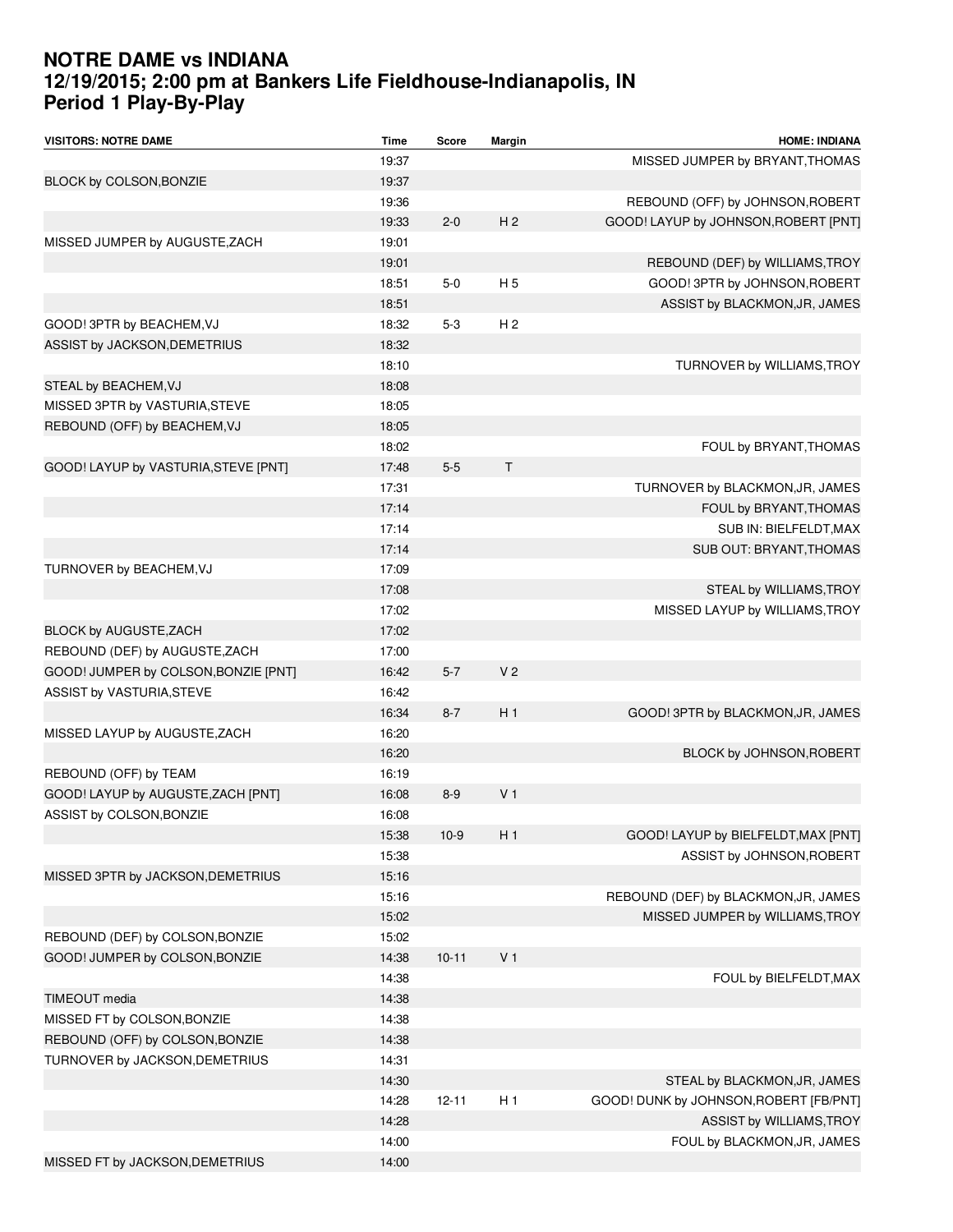# NOTRE DAME vs INDIANA
## 12/19/2015; 2:00 pm at Bankers Life Fieldhouse-Indianapolis, IN
## Period 1 Play-By-Play

| VISITORS: NOTRE DAME | Time | Score | Margin | HOME: INDIANA |
|---|---|---|---|---|
| | 19:37 | | | MISSED JUMPER by BRYANT,THOMAS |
| BLOCK by COLSON,BONZIE | 19:37 | | | |
| | 19:36 | | | REBOUND (OFF) by JOHNSON,ROBERT |
| | 19:33 | 2-0 | H 2 | GOOD! LAYUP by JOHNSON,ROBERT [PNT] |
| MISSED JUMPER by AUGUSTE,ZACH | 19:01 | | | |
| | 19:01 | | | REBOUND (DEF) by WILLIAMS,TROY |
| | 18:51 | 5-0 | H 5 | GOOD! 3PTR by JOHNSON,ROBERT |
| | 18:51 | | | ASSIST by BLACKMON,JR, JAMES |
| GOOD! 3PTR by BEACHEM,VJ | 18:32 | 5-3 | H 2 | |
| ASSIST by JACKSON,DEMETRIUS | 18:32 | | | |
| | 18:10 | | | TURNOVER by WILLIAMS,TROY |
| STEAL by BEACHEM,VJ | 18:08 | | | |
| MISSED 3PTR by VASTURIA,STEVE | 18:05 | | | |
| REBOUND (OFF) by BEACHEM,VJ | 18:05 | | | |
| | 18:02 | | | FOUL by BRYANT,THOMAS |
| GOOD! LAYUP by VASTURIA,STEVE [PNT] | 17:48 | 5-5 | T | |
| | 17:31 | | | TURNOVER by BLACKMON,JR, JAMES |
| | 17:14 | | | FOUL by BRYANT,THOMAS |
| | 17:14 | | | SUB IN: BIELFELDT,MAX |
| | 17:14 | | | SUB OUT: BRYANT,THOMAS |
| TURNOVER by BEACHEM,VJ | 17:09 | | | |
| | 17:08 | | | STEAL by WILLIAMS,TROY |
| | 17:02 | | | MISSED LAYUP by WILLIAMS,TROY |
| BLOCK by AUGUSTE,ZACH | 17:02 | | | |
| REBOUND (DEF) by AUGUSTE,ZACH | 17:00 | | | |
| GOOD! JUMPER by COLSON,BONZIE [PNT] | 16:42 | 5-7 | V 2 | |
| ASSIST by VASTURIA,STEVE | 16:42 | | | |
| | 16:34 | 8-7 | H 1 | GOOD! 3PTR by BLACKMON,JR, JAMES |
| MISSED LAYUP by AUGUSTE,ZACH | 16:20 | | | |
| | 16:20 | | | BLOCK by JOHNSON,ROBERT |
| REBOUND (OFF) by TEAM | 16:19 | | | |
| GOOD! LAYUP by AUGUSTE,ZACH [PNT] | 16:08 | 8-9 | V 1 | |
| ASSIST by COLSON,BONZIE | 16:08 | | | |
| | 15:38 | 10-9 | H 1 | GOOD! LAYUP by BIELFELDT,MAX [PNT] |
| | 15:38 | | | ASSIST by JOHNSON,ROBERT |
| MISSED 3PTR by JACKSON,DEMETRIUS | 15:16 | | | |
| | 15:16 | | | REBOUND (DEF) by BLACKMON,JR, JAMES |
| | 15:02 | | | MISSED JUMPER by WILLIAMS,TROY |
| REBOUND (DEF) by COLSON,BONZIE | 15:02 | | | |
| GOOD! JUMPER by COLSON,BONZIE | 14:38 | 10-11 | V 1 | |
| | 14:38 | | | FOUL by BIELFELDT,MAX |
| TIMEOUT media | 14:38 | | | |
| MISSED FT by COLSON,BONZIE | 14:38 | | | |
| REBOUND (OFF) by COLSON,BONZIE | 14:38 | | | |
| TURNOVER by JACKSON,DEMETRIUS | 14:31 | | | |
| | 14:30 | | | STEAL by BLACKMON,JR, JAMES |
| | 14:28 | 12-11 | H 1 | GOOD! DUNK by JOHNSON,ROBERT [FB/PNT] |
| | 14:28 | | | ASSIST by WILLIAMS,TROY |
| | 14:00 | | | FOUL by BLACKMON,JR, JAMES |
| MISSED FT by JACKSON,DEMETRIUS | 14:00 | | | |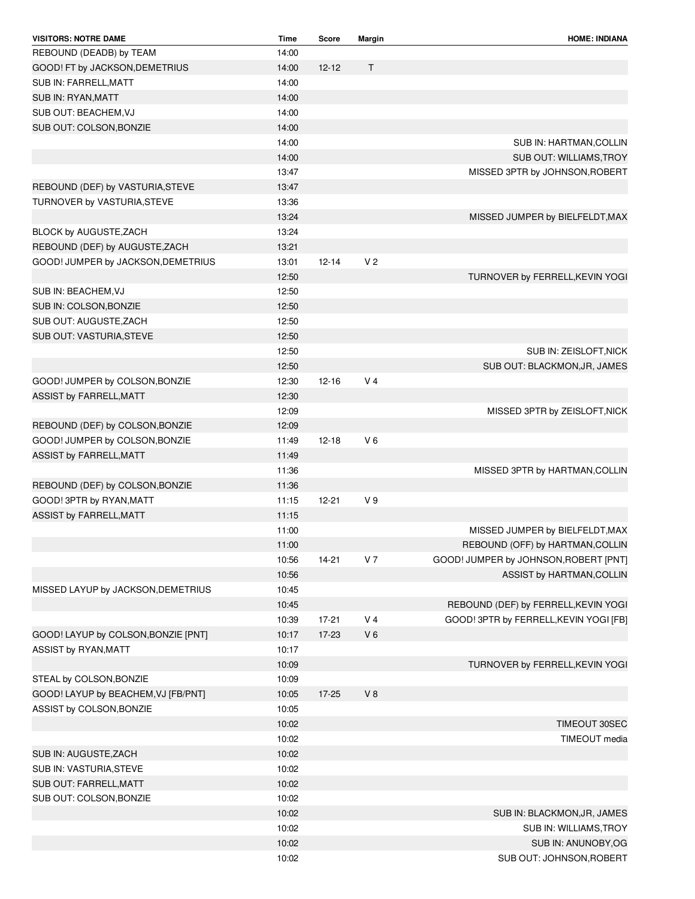| VISITORS: NOTRE DAME | Time | Score | Margin | HOME: INDIANA |
| --- | --- | --- | --- | --- |
| REBOUND (DEADB) by TEAM | 14:00 | | | |
| GOOD! FT by JACKSON,DEMETRIUS | 14:00 | 12-12 | T | |
| SUB IN: FARRELL,MATT | 14:00 | | | |
| SUB IN: RYAN,MATT | 14:00 | | | |
| SUB OUT: BEACHEM,VJ | 14:00 | | | |
| SUB OUT: COLSON,BONZIE | 14:00 | | | |
| | 14:00 | | | SUB IN: HARTMAN,COLLIN |
| | 14:00 | | | SUB OUT: WILLIAMS,TROY |
| | 13:47 | | | MISSED 3PTR by JOHNSON,ROBERT |
| REBOUND (DEF) by VASTURIA,STEVE | 13:47 | | | |
| TURNOVER by VASTURIA,STEVE | 13:36 | | | |
| | 13:24 | | | MISSED JUMPER by BIELFELDT,MAX |
| BLOCK by AUGUSTE,ZACH | 13:24 | | | |
| REBOUND (DEF) by AUGUSTE,ZACH | 13:21 | | | |
| GOOD! JUMPER by JACKSON,DEMETRIUS | 13:01 | 12-14 | V 2 | |
| | 12:50 | | | TURNOVER by FERRELL,KEVIN YOGI |
| SUB IN: BEACHEM,VJ | 12:50 | | | |
| SUB IN: COLSON,BONZIE | 12:50 | | | |
| SUB OUT: AUGUSTE,ZACH | 12:50 | | | |
| SUB OUT: VASTURIA,STEVE | 12:50 | | | |
| | 12:50 | | | SUB IN: ZEISLOFT,NICK |
| | 12:50 | | | SUB OUT: BLACKMON,JR, JAMES |
| GOOD! JUMPER by COLSON,BONZIE | 12:30 | 12-16 | V 4 | |
| ASSIST by FARRELL,MATT | 12:30 | | | |
| | 12:09 | | | MISSED 3PTR by ZEISLOFT,NICK |
| REBOUND (DEF) by COLSON,BONZIE | 12:09 | | | |
| GOOD! JUMPER by COLSON,BONZIE | 11:49 | 12-18 | V 6 | |
| ASSIST by FARRELL,MATT | 11:49 | | | |
| | 11:36 | | | MISSED 3PTR by HARTMAN,COLLIN |
| REBOUND (DEF) by COLSON,BONZIE | 11:36 | | | |
| GOOD! 3PTR by RYAN,MATT | 11:15 | 12-21 | V 9 | |
| ASSIST by FARRELL,MATT | 11:15 | | | |
| | 11:00 | | | MISSED JUMPER by BIELFELDT,MAX |
| | 11:00 | | | REBOUND (OFF) by HARTMAN,COLLIN |
| | 10:56 | 14-21 | V 7 | GOOD! JUMPER by JOHNSON,ROBERT [PNT] |
| | 10:56 | | | ASSIST by HARTMAN,COLLIN |
| MISSED LAYUP by JACKSON,DEMETRIUS | 10:45 | | | |
| | 10:45 | | | REBOUND (DEF) by FERRELL,KEVIN YOGI |
| | 10:39 | 17-21 | V 4 | GOOD! 3PTR by FERRELL,KEVIN YOGI [FB] |
| GOOD! LAYUP by COLSON,BONZIE [PNT] | 10:17 | 17-23 | V 6 | |
| ASSIST by RYAN,MATT | 10:17 | | | |
| | 10:09 | | | TURNOVER by FERRELL,KEVIN YOGI |
| STEAL by COLSON,BONZIE | 10:09 | | | |
| GOOD! LAYUP by BEACHEM,VJ [FB/PNT] | 10:05 | 17-25 | V 8 | |
| ASSIST by COLSON,BONZIE | 10:05 | | | |
| | 10:02 | | | TIMEOUT 30SEC |
| | 10:02 | | | TIMEOUT media |
| SUB IN: AUGUSTE,ZACH | 10:02 | | | |
| SUB IN: VASTURIA,STEVE | 10:02 | | | |
| SUB OUT: FARRELL,MATT | 10:02 | | | |
| SUB OUT: COLSON,BONZIE | 10:02 | | | |
| | 10:02 | | | SUB IN: BLACKMON,JR, JAMES |
| | 10:02 | | | SUB IN: WILLIAMS,TROY |
| | 10:02 | | | SUB IN: ANUNOBY,OG |
| | 10:02 | | | SUB OUT: JOHNSON,ROBERT |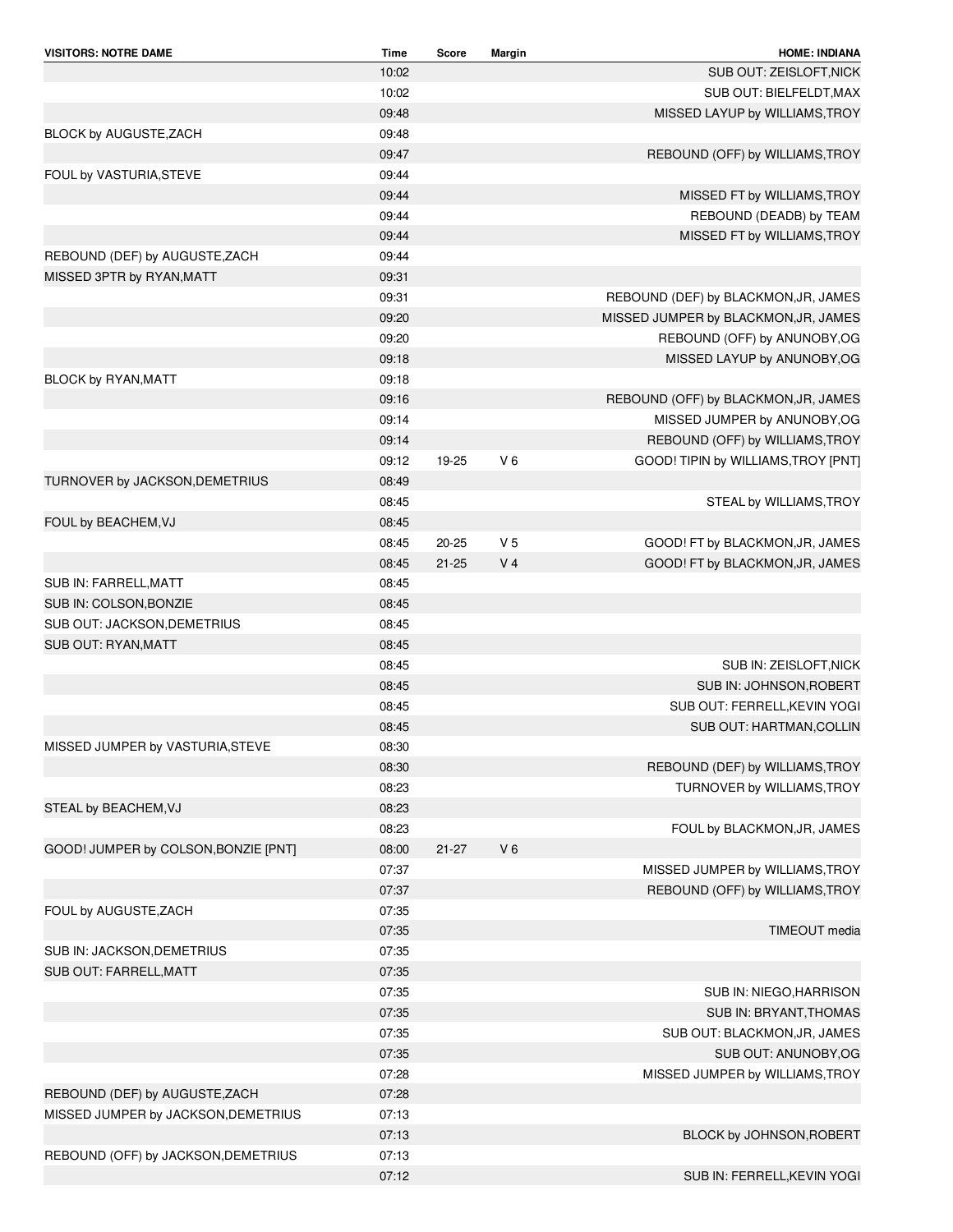| VISITORS: NOTRE DAME | Time | Score | Margin | HOME: INDIANA |
| --- | --- | --- | --- | --- |
| | 10:02 | | | SUB OUT: ZEISLOFT,NICK |
| | 10:02 | | | SUB OUT: BIELFELDT,MAX |
| | 09:48 | | | MISSED LAYUP by WILLIAMS,TROY |
| BLOCK by AUGUSTE,ZACH | 09:48 | | | |
| | 09:47 | | | REBOUND (OFF) by WILLIAMS,TROY |
| FOUL by VASTURIA,STEVE | 09:44 | | | |
| | 09:44 | | | MISSED FT by WILLIAMS,TROY |
| | 09:44 | | | REBOUND (DEADB) by TEAM |
| | 09:44 | | | MISSED FT by WILLIAMS,TROY |
| REBOUND (DEF) by AUGUSTE,ZACH | 09:44 | | | |
| MISSED 3PTR by RYAN,MATT | 09:31 | | | |
| | 09:31 | | | REBOUND (DEF) by BLACKMON,JR, JAMES |
| | 09:20 | | | MISSED JUMPER by BLACKMON,JR, JAMES |
| | 09:20 | | | REBOUND (OFF) by ANUNOBY,OG |
| | 09:18 | | | MISSED LAYUP by ANUNOBY,OG |
| BLOCK by RYAN,MATT | 09:18 | | | |
| | 09:16 | | | REBOUND (OFF) by BLACKMON,JR, JAMES |
| | 09:14 | | | MISSED JUMPER by ANUNOBY,OG |
| | 09:14 | | | REBOUND (OFF) by WILLIAMS,TROY |
| | 09:12 | 19-25 | V 6 | GOOD! TIPIN by WILLIAMS,TROY [PNT] |
| TURNOVER by JACKSON,DEMETRIUS | 08:49 | | | |
| | 08:45 | | | STEAL by WILLIAMS,TROY |
| FOUL by BEACHEM,VJ | 08:45 | | | |
| | 08:45 | 20-25 | V 5 | GOOD! FT by BLACKMON,JR, JAMES |
| | 08:45 | 21-25 | V 4 | GOOD! FT by BLACKMON,JR, JAMES |
| SUB IN: FARRELL,MATT | 08:45 | | | |
| SUB IN: COLSON,BONZIE | 08:45 | | | |
| SUB OUT: JACKSON,DEMETRIUS | 08:45 | | | |
| SUB OUT: RYAN,MATT | 08:45 | | | |
| | 08:45 | | | SUB IN: ZEISLOFT,NICK |
| | 08:45 | | | SUB IN: JOHNSON,ROBERT |
| | 08:45 | | | SUB OUT: FERRELL,KEVIN YOGI |
| | 08:45 | | | SUB OUT: HARTMAN,COLLIN |
| MISSED JUMPER by VASTURIA,STEVE | 08:30 | | | |
| | 08:30 | | | REBOUND (DEF) by WILLIAMS,TROY |
| | 08:23 | | | TURNOVER by WILLIAMS,TROY |
| STEAL by BEACHEM,VJ | 08:23 | | | |
| | 08:23 | | | FOUL by BLACKMON,JR, JAMES |
| GOOD! JUMPER by COLSON,BONZIE [PNT] | 08:00 | 21-27 | V 6 | |
| | 07:37 | | | MISSED JUMPER by WILLIAMS,TROY |
| | 07:37 | | | REBOUND (OFF) by WILLIAMS,TROY |
| FOUL by AUGUSTE,ZACH | 07:35 | | | |
| | 07:35 | | | TIMEOUT media |
| SUB IN: JACKSON,DEMETRIUS | 07:35 | | | |
| SUB OUT: FARRELL,MATT | 07:35 | | | |
| | 07:35 | | | SUB IN: NIEGO,HARRISON |
| | 07:35 | | | SUB IN: BRYANT,THOMAS |
| | 07:35 | | | SUB OUT: BLACKMON,JR, JAMES |
| | 07:35 | | | SUB OUT: ANUNOBY,OG |
| | 07:28 | | | MISSED JUMPER by WILLIAMS,TROY |
| REBOUND (DEF) by AUGUSTE,ZACH | 07:28 | | | |
| MISSED JUMPER by JACKSON,DEMETRIUS | 07:13 | | | |
| | 07:13 | | | BLOCK by JOHNSON,ROBERT |
| REBOUND (OFF) by JACKSON,DEMETRIUS | 07:13 | | | |
| | 07:12 | | | SUB IN: FERRELL,KEVIN YOGI |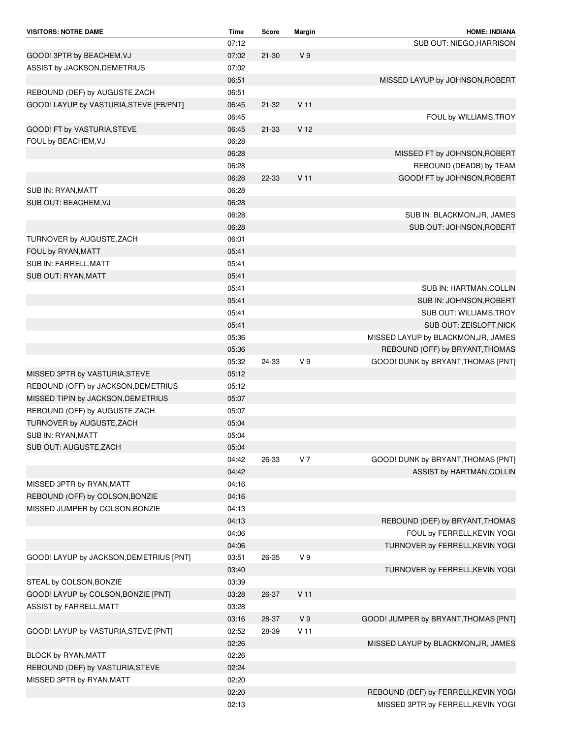| VISITORS: NOTRE DAME | Time | Score | Margin | HOME: INDIANA |
|---|---|---|---|---|
| | 07:12 | | | SUB OUT: NIEGO,HARRISON |
| GOOD! 3PTR by BEACHEM,VJ | 07:02 | 21-30 | V 9 | |
| ASSIST by JACKSON,DEMETRIUS | 07:02 | | | |
| | 06:51 | | | MISSED LAYUP by JOHNSON,ROBERT |
| REBOUND (DEF) by AUGUSTE,ZACH | 06:51 | | | |
| GOOD! LAYUP by VASTURIA,STEVE [FB/PNT] | 06:45 | 21-32 | V 11 | |
| | 06:45 | | | FOUL by WILLIAMS,TROY |
| GOOD! FT by VASTURIA,STEVE | 06:45 | 21-33 | V 12 | |
| FOUL by BEACHEM,VJ | 06:28 | | | |
| | 06:28 | | | MISSED FT by JOHNSON,ROBERT |
| | 06:28 | | | REBOUND (DEADB) by TEAM |
| | 06:28 | 22-33 | V 11 | GOOD! FT by JOHNSON,ROBERT |
| SUB IN: RYAN,MATT | 06:28 | | | |
| SUB OUT: BEACHEM,VJ | 06:28 | | | |
| | 06:28 | | | SUB IN: BLACKMON,JR, JAMES |
| | 06:28 | | | SUB OUT: JOHNSON,ROBERT |
| TURNOVER by AUGUSTE,ZACH | 06:01 | | | |
| FOUL by RYAN,MATT | 05:41 | | | |
| SUB IN: FARRELL,MATT | 05:41 | | | |
| SUB OUT: RYAN,MATT | 05:41 | | | |
| | 05:41 | | | SUB IN: HARTMAN,COLLIN |
| | 05:41 | | | SUB IN: JOHNSON,ROBERT |
| | 05:41 | | | SUB OUT: WILLIAMS,TROY |
| | 05:41 | | | SUB OUT: ZEISLOFT,NICK |
| | 05:36 | | | MISSED LAYUP by BLACKMON,JR, JAMES |
| | 05:36 | | | REBOUND (OFF) by BRYANT,THOMAS |
| | 05:32 | 24-33 | V 9 | GOOD! DUNK by BRYANT,THOMAS [PNT] |
| MISSED 3PTR by VASTURIA,STEVE | 05:12 | | | |
| REBOUND (OFF) by JACKSON,DEMETRIUS | 05:12 | | | |
| MISSED TIPIN by JACKSON,DEMETRIUS | 05:07 | | | |
| REBOUND (OFF) by AUGUSTE,ZACH | 05:07 | | | |
| TURNOVER by AUGUSTE,ZACH | 05:04 | | | |
| SUB IN: RYAN,MATT | 05:04 | | | |
| SUB OUT: AUGUSTE,ZACH | 05:04 | | | |
| | 04:42 | 26-33 | V 7 | GOOD! DUNK by BRYANT,THOMAS [PNT] |
| | 04:42 | | | ASSIST by HARTMAN,COLLIN |
| MISSED 3PTR by RYAN,MATT | 04:16 | | | |
| REBOUND (OFF) by COLSON,BONZIE | 04:16 | | | |
| MISSED JUMPER by COLSON,BONZIE | 04:13 | | | |
| | 04:13 | | | REBOUND (DEF) by BRYANT,THOMAS |
| | 04:06 | | | FOUL by FERRELL,KEVIN YOGI |
| | 04:06 | | | TURNOVER by FERRELL,KEVIN YOGI |
| GOOD! LAYUP by JACKSON,DEMETRIUS [PNT] | 03:51 | 26-35 | V 9 | |
| | 03:40 | | | TURNOVER by FERRELL,KEVIN YOGI |
| STEAL by COLSON,BONZIE | 03:39 | | | |
| GOOD! LAYUP by COLSON,BONZIE [PNT] | 03:28 | 26-37 | V 11 | |
| ASSIST by FARRELL,MATT | 03:28 | | | |
| | 03:16 | 28-37 | V 9 | GOOD! JUMPER by BRYANT,THOMAS [PNT] |
| GOOD! LAYUP by VASTURIA,STEVE [PNT] | 02:52 | 28-39 | V 11 | |
| | 02:26 | | | MISSED LAYUP by BLACKMON,JR, JAMES |
| BLOCK by RYAN,MATT | 02:26 | | | |
| REBOUND (DEF) by VASTURIA,STEVE | 02:24 | | | |
| MISSED 3PTR by RYAN,MATT | 02:20 | | | |
| | 02:20 | | | REBOUND (DEF) by FERRELL,KEVIN YOGI |
| | 02:13 | | | MISSED 3PTR by FERRELL,KEVIN YOGI |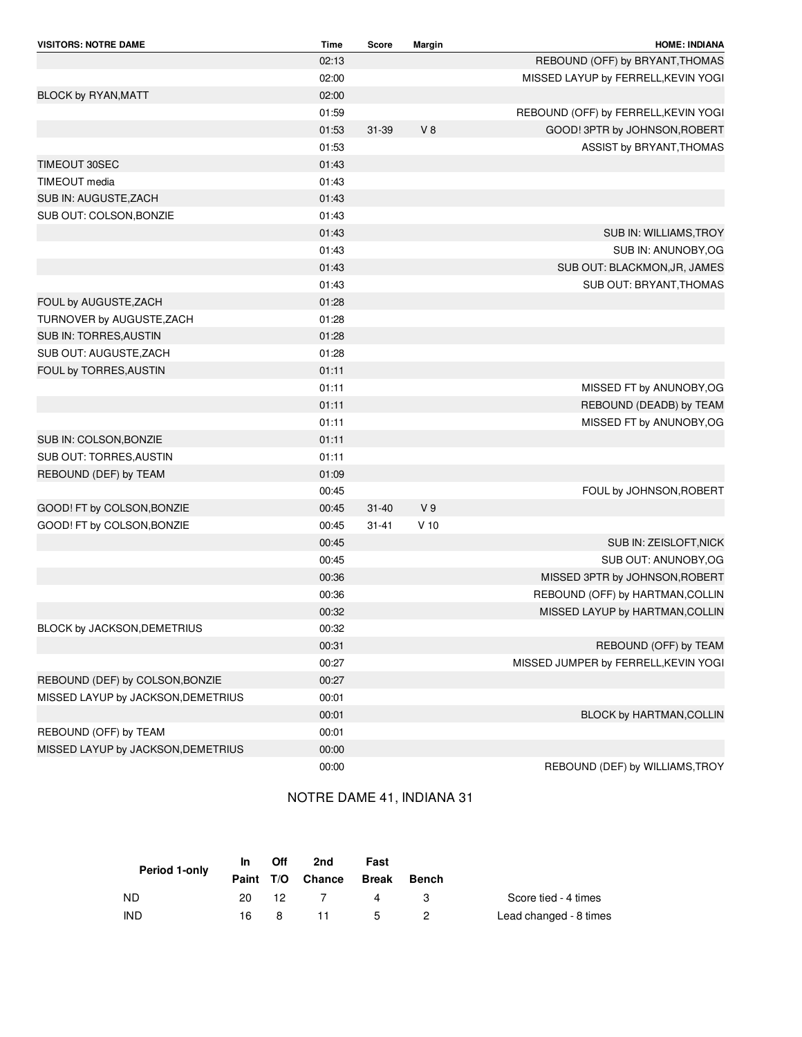| VISITORS: NOTRE DAME | Time | Score | Margin | HOME: INDIANA |
|---|---|---|---|---|
| | 02:13 | | | REBOUND (OFF) by BRYANT,THOMAS |
| | 02:00 | | | MISSED LAYUP by FERRELL,KEVIN YOGI |
| BLOCK by RYAN,MATT | 02:00 | | | |
| | 01:59 | | | REBOUND (OFF) by FERRELL,KEVIN YOGI |
| | 01:53 | 31-39 | V 8 | GOOD! 3PTR by JOHNSON,ROBERT |
| | 01:53 | | | ASSIST by BRYANT,THOMAS |
| TIMEOUT 30SEC | 01:43 | | | |
| TIMEOUT media | 01:43 | | | |
| SUB IN: AUGUSTE,ZACH | 01:43 | | | |
| SUB OUT: COLSON,BONZIE | 01:43 | | | |
| | 01:43 | | | SUB IN: WILLIAMS,TROY |
| | 01:43 | | | SUB IN: ANUNOBY,OG |
| | 01:43 | | | SUB OUT: BLACKMON,JR, JAMES |
| | 01:43 | | | SUB OUT: BRYANT,THOMAS |
| FOUL by AUGUSTE,ZACH | 01:28 | | | |
| TURNOVER by AUGUSTE,ZACH | 01:28 | | | |
| SUB IN: TORRES,AUSTIN | 01:28 | | | |
| SUB OUT: AUGUSTE,ZACH | 01:28 | | | |
| FOUL by TORRES,AUSTIN | 01:11 | | | |
| | 01:11 | | | MISSED FT by ANUNOBY,OG |
| | 01:11 | | | REBOUND (DEADB) by TEAM |
| | 01:11 | | | MISSED FT by ANUNOBY,OG |
| SUB IN: COLSON,BONZIE | 01:11 | | | |
| SUB OUT: TORRES,AUSTIN | 01:11 | | | |
| REBOUND (DEF) by TEAM | 01:09 | | | |
| | 00:45 | | | FOUL by JOHNSON,ROBERT |
| GOOD! FT by COLSON,BONZIE | 00:45 | 31-40 | V 9 | |
| GOOD! FT by COLSON,BONZIE | 00:45 | 31-41 | V 10 | |
| | 00:45 | | | SUB IN: ZEISLOFT,NICK |
| | 00:45 | | | SUB OUT: ANUNOBY,OG |
| | 00:36 | | | MISSED 3PTR by JOHNSON,ROBERT |
| | 00:36 | | | REBOUND (OFF) by HARTMAN,COLLIN |
| | 00:32 | | | MISSED LAYUP by HARTMAN,COLLIN |
| BLOCK by JACKSON,DEMETRIUS | 00:32 | | | |
| | 00:31 | | | REBOUND (OFF) by TEAM |
| | 00:27 | | | MISSED JUMPER by FERRELL,KEVIN YOGI |
| REBOUND (DEF) by COLSON,BONZIE | 00:27 | | | |
| MISSED LAYUP by JACKSON,DEMETRIUS | 00:01 | | | |
| | 00:01 | | | BLOCK by HARTMAN,COLLIN |
| REBOUND (OFF) by TEAM | 00:01 | | | |
| MISSED LAYUP by JACKSON,DEMETRIUS | 00:00 | | | |
| | 00:00 | | | REBOUND (DEF) by WILLIAMS,TROY |

NOTRE DAME 41, INDIANA 31

| Period 1-only | In Paint | Off T/O | 2nd Chance | Fast Break | Bench |
|---|---|---|---|---|---|
| ND | 20 | 12 | 7 | 4 | 3 |
| IND | 16 | 8 | 11 | 5 | 2 |

Score tied - 4 times

Lead changed - 8 times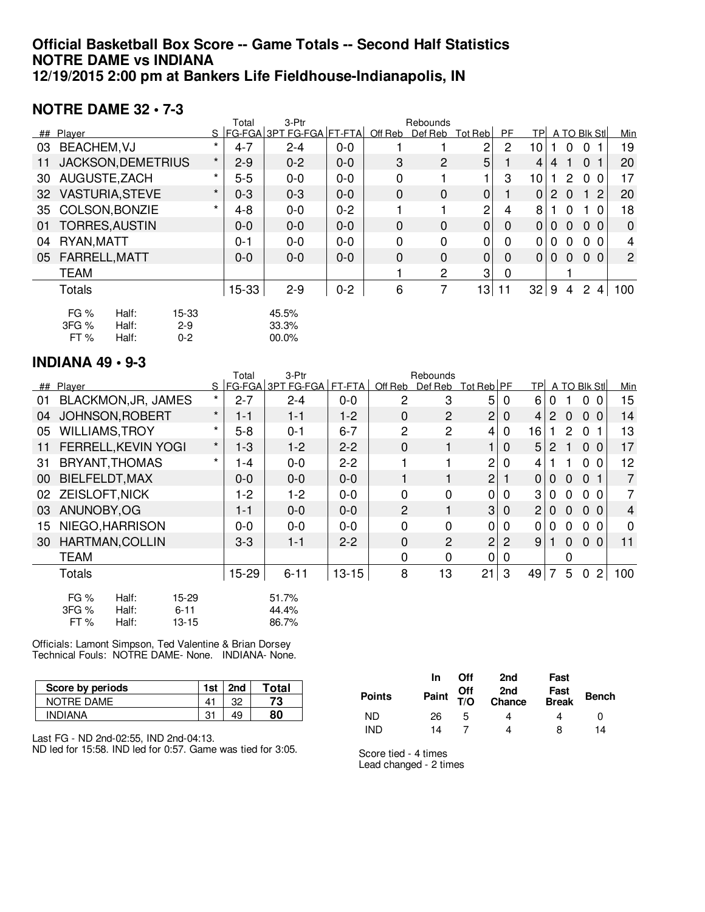# Official Basketball Box Score -- Game Totals -- Second Half Statistics
# NOTRE DAME vs INDIANA
# 12/19/2015 2:00 pm at Bankers Life Fieldhouse-Indianapolis, IN

## NOTRE DAME 32 • 7-3

| ## | Player | S | Total FG-FGA | 3-Ptr 3PT FG-FGA | FT-FTA | Off Reb | Def Reb | Tot Reb | PF | TP | A | TO | Blk | Stl | Min |
|---|---|---|---|---|---|---|---|---|---|---|---|---|---|---|---|
| 03 | BEACHEM,VJ | * | 4-7 | 2-4 | 0-0 | 1 | 1 | 2 | 2 | 10 | 1 | 0 | 0 | 1 | 19 |
| 11 | JACKSON,DEMETRIUS | * | 2-9 | 0-2 | 0-0 | 3 | 2 | 5 | 1 | 4 | 4 | 1 | 0 | 1 | 20 |
| 30 | AUGUSTE,ZACH | * | 5-5 | 0-0 | 0-0 | 0 | 1 | 1 | 3 | 10 | 1 | 2 | 0 | 0 | 17 |
| 32 | VASTURIA,STEVE | * | 0-3 | 0-3 | 0-0 | 0 | 0 | 0 | 1 | 0 | 2 | 0 | 1 | 2 | 20 |
| 35 | COLSON,BONZIE | * | 4-8 | 0-0 | 0-2 | 1 | 1 | 2 | 4 | 8 | 1 | 0 | 1 | 0 | 18 |
| 01 | TORRES,AUSTIN | | 0-0 | 0-0 | 0-0 | 0 | 0 | 0 | 0 | 0 | 0 | 0 | 0 | 0 | 0 |
| 04 | RYAN,MATT | | 0-1 | 0-0 | 0-0 | 0 | 0 | 0 | 0 | 0 | 0 | 0 | 0 | 0 | 4 |
| 05 | FARRELL,MATT | | 0-0 | 0-0 | 0-0 | 0 | 0 | 0 | 0 | 0 | 0 | 0 | 0 | 0 | 2 |
| | TEAM | | | | | 1 | 2 | 3 | 0 | | | 1 | | | |
| | Totals | | 15-33 | 2-9 | 0-2 | 6 | 7 | 13 | 11 | 32 | 9 | 4 | 2 | 4 | 100 |

| | | | |
|---|---|---|---|
| FG % | Half: | 15-33 | 45.5% |
| 3FG % | Half: | 2-9 | 33.3% |
| FT % | Half: | 0-2 | 00.0% |

## INDIANA 49 • 9-3

| ## | Player | S | Total FG-FGA | 3-Ptr 3PT FG-FGA | FT-FTA | Off Reb | Def Reb | Tot Reb | PF | TP | A | TO | Blk | Stl | Min |
|---|---|---|---|---|---|---|---|---|---|---|---|---|---|---|---|
| 01 | BLACKMON,JR, JAMES | * | 2-7 | 2-4 | 0-0 | 2 | 3 | 5 | 0 | 6 | 0 | 1 | 0 | 0 | 15 |
| 04 | JOHNSON,ROBERT | * | 1-1 | 1-1 | 1-2 | 0 | 2 | 2 | 0 | 4 | 2 | 0 | 0 | 0 | 14 |
| 05 | WILLIAMS,TROY | * | 5-8 | 0-1 | 6-7 | 2 | 2 | 4 | 0 | 16 | 1 | 2 | 0 | 1 | 13 |
| 11 | FERRELL,KEVIN YOGI | * | 1-3 | 1-2 | 2-2 | 0 | 1 | 1 | 0 | 5 | 2 | 1 | 0 | 0 | 17 |
| 31 | BRYANT,THOMAS | * | 1-4 | 0-0 | 2-2 | 1 | 1 | 2 | 0 | 4 | 1 | 1 | 0 | 0 | 12 |
| 00 | BIELFELDT,MAX | | 0-0 | 0-0 | 0-0 | 1 | 1 | 2 | 1 | 0 | 0 | 0 | 0 | 1 | 7 |
| 02 | ZEISLOFT,NICK | | 1-2 | 1-2 | 0-0 | 0 | 0 | 0 | 0 | 3 | 0 | 0 | 0 | 0 | 7 |
| 03 | ANUNOBY,OG | | 1-1 | 0-0 | 0-0 | 2 | 1 | 3 | 0 | 2 | 0 | 0 | 0 | 0 | 4 |
| 15 | NIEGO,HARRISON | | 0-0 | 0-0 | 0-0 | 0 | 0 | 0 | 0 | 0 | 0 | 0 | 0 | 0 | 0 |
| 30 | HARTMAN,COLLIN | | 3-3 | 1-1 | 2-2 | 0 | 2 | 2 | 2 | 9 | 1 | 0 | 0 | 0 | 11 |
| | TEAM | | | | | 0 | 0 | 0 | 0 | | | 0 | | | |
| | Totals | | 15-29 | 6-11 | 13-15 | 8 | 13 | 21 | 3 | 49 | 7 | 5 | 0 | 2 | 100 |

| | | | |
|---|---|---|---|
| FG % | Half: | 15-29 | 51.7% |
| 3FG % | Half: | 6-11 | 44.4% |
| FT % | Half: | 13-15 | 86.7% |

Officials: Lamont Simpson, Ted Valentine & Brian Dorsey
Technical Fouls: NOTRE DAME- None. INDIANA- None.

| Score by periods | 1st | 2nd | Total |
|---|---|---|---|
| NOTRE DAME | 41 | 32 | **73** |
| INDIANA | 31 | 49 | **80** |

Last FG - ND 2nd-02:55, IND 2nd-04:13.
ND led for 15:58. IND led for 0:57. Game was tied for 3:05.

| Points | In Paint | Off T/O | 2nd Chance | Fast Break | Bench |
|---|---|---|---|---|---|
| ND | 26 | 5 | 4 | 4 | 0 |
| IND | 14 | 7 | 4 | 8 | 14 |

Score tied - 4 times
Lead changed - 2 times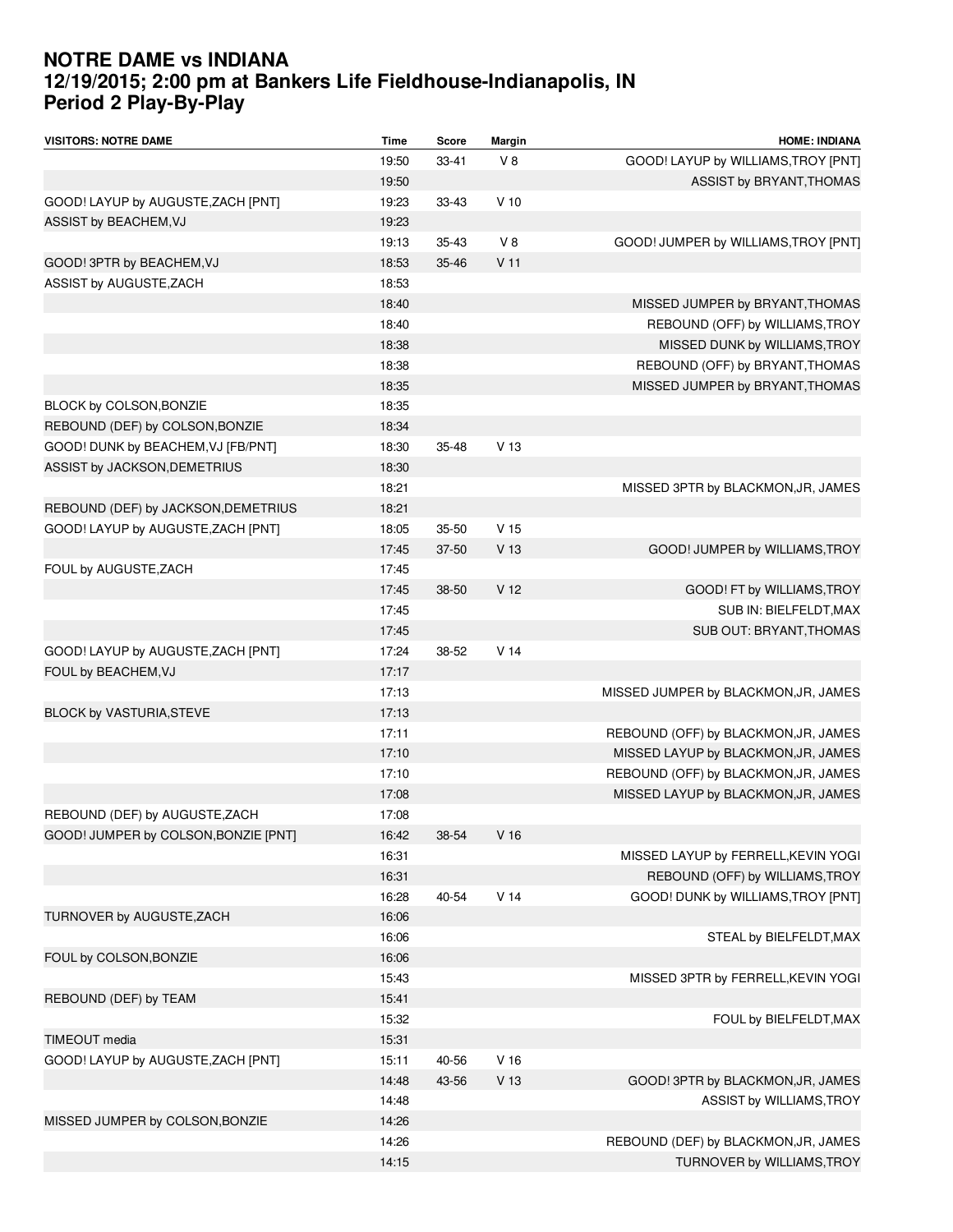# NOTRE DAME vs INDIANA
## 12/19/2015; 2:00 pm at Bankers Life Fieldhouse-Indianapolis, IN
## Period 2 Play-By-Play

| VISITORS: NOTRE DAME | Time | Score | Margin | HOME: INDIANA |
|---|---|---|---|---|
| | 19:50 | 33-41 | V 8 | GOOD! LAYUP by WILLIAMS,TROY [PNT] |
| | 19:50 | | | ASSIST by BRYANT,THOMAS |
| GOOD! LAYUP by AUGUSTE,ZACH [PNT] | 19:23 | 33-43 | V 10 | |
| ASSIST by BEACHEM,VJ | 19:23 | | | |
| | 19:13 | 35-43 | V 8 | GOOD! JUMPER by WILLIAMS,TROY [PNT] |
| GOOD! 3PTR by BEACHEM,VJ | 18:53 | 35-46 | V 11 | |
| ASSIST by AUGUSTE,ZACH | 18:53 | | | |
| | 18:40 | | | MISSED JUMPER by BRYANT,THOMAS |
| | 18:40 | | | REBOUND (OFF) by WILLIAMS,TROY |
| | 18:38 | | | MISSED DUNK by WILLIAMS,TROY |
| | 18:38 | | | REBOUND (OFF) by BRYANT,THOMAS |
| | 18:35 | | | MISSED JUMPER by BRYANT,THOMAS |
| BLOCK by COLSON,BONZIE | 18:35 | | | |
| REBOUND (DEF) by COLSON,BONZIE | 18:34 | | | |
| GOOD! DUNK by BEACHEM,VJ [FB/PNT] | 18:30 | 35-48 | V 13 | |
| ASSIST by JACKSON,DEMETRIUS | 18:30 | | | |
| | 18:21 | | | MISSED 3PTR by BLACKMON,JR, JAMES |
| REBOUND (DEF) by JACKSON,DEMETRIUS | 18:21 | | | |
| GOOD! LAYUP by AUGUSTE,ZACH [PNT] | 18:05 | 35-50 | V 15 | |
| | 17:45 | 37-50 | V 13 | GOOD! JUMPER by WILLIAMS,TROY |
| FOUL by AUGUSTE,ZACH | 17:45 | | | |
| | 17:45 | 38-50 | V 12 | GOOD! FT by WILLIAMS,TROY |
| | 17:45 | | | SUB IN: BIELFELDT,MAX |
| | 17:45 | | | SUB OUT: BRYANT,THOMAS |
| GOOD! LAYUP by AUGUSTE,ZACH [PNT] | 17:24 | 38-52 | V 14 | |
| FOUL by BEACHEM,VJ | 17:17 | | | |
| | 17:13 | | | MISSED JUMPER by BLACKMON,JR, JAMES |
| BLOCK by VASTURIA,STEVE | 17:13 | | | |
| | 17:11 | | | REBOUND (OFF) by BLACKMON,JR, JAMES |
| | 17:10 | | | MISSED LAYUP by BLACKMON,JR, JAMES |
| | 17:10 | | | REBOUND (OFF) by BLACKMON,JR, JAMES |
| | 17:08 | | | MISSED LAYUP by BLACKMON,JR, JAMES |
| REBOUND (DEF) by AUGUSTE,ZACH | 17:08 | | | |
| GOOD! JUMPER by COLSON,BONZIE [PNT] | 16:42 | 38-54 | V 16 | |
| | 16:31 | | | MISSED LAYUP by FERRELL,KEVIN YOGI |
| | 16:31 | | | REBOUND (OFF) by WILLIAMS,TROY |
| | 16:28 | 40-54 | V 14 | GOOD! DUNK by WILLIAMS,TROY [PNT] |
| TURNOVER by AUGUSTE,ZACH | 16:06 | | | |
| | 16:06 | | | STEAL by BIELFELDT,MAX |
| FOUL by COLSON,BONZIE | 16:06 | | | |
| | 15:43 | | | MISSED 3PTR by FERRELL,KEVIN YOGI |
| REBOUND (DEF) by TEAM | 15:41 | | | |
| | 15:32 | | | FOUL by BIELFELDT,MAX |
| TIMEOUT media | 15:31 | | | |
| GOOD! LAYUP by AUGUSTE,ZACH [PNT] | 15:11 | 40-56 | V 16 | |
| | 14:48 | 43-56 | V 13 | GOOD! 3PTR by BLACKMON,JR, JAMES |
| | 14:48 | | | ASSIST by WILLIAMS,TROY |
| MISSED JUMPER by COLSON,BONZIE | 14:26 | | | |
| | 14:26 | | | REBOUND (DEF) by BLACKMON,JR, JAMES |
| | 14:15 | | | TURNOVER by WILLIAMS,TROY |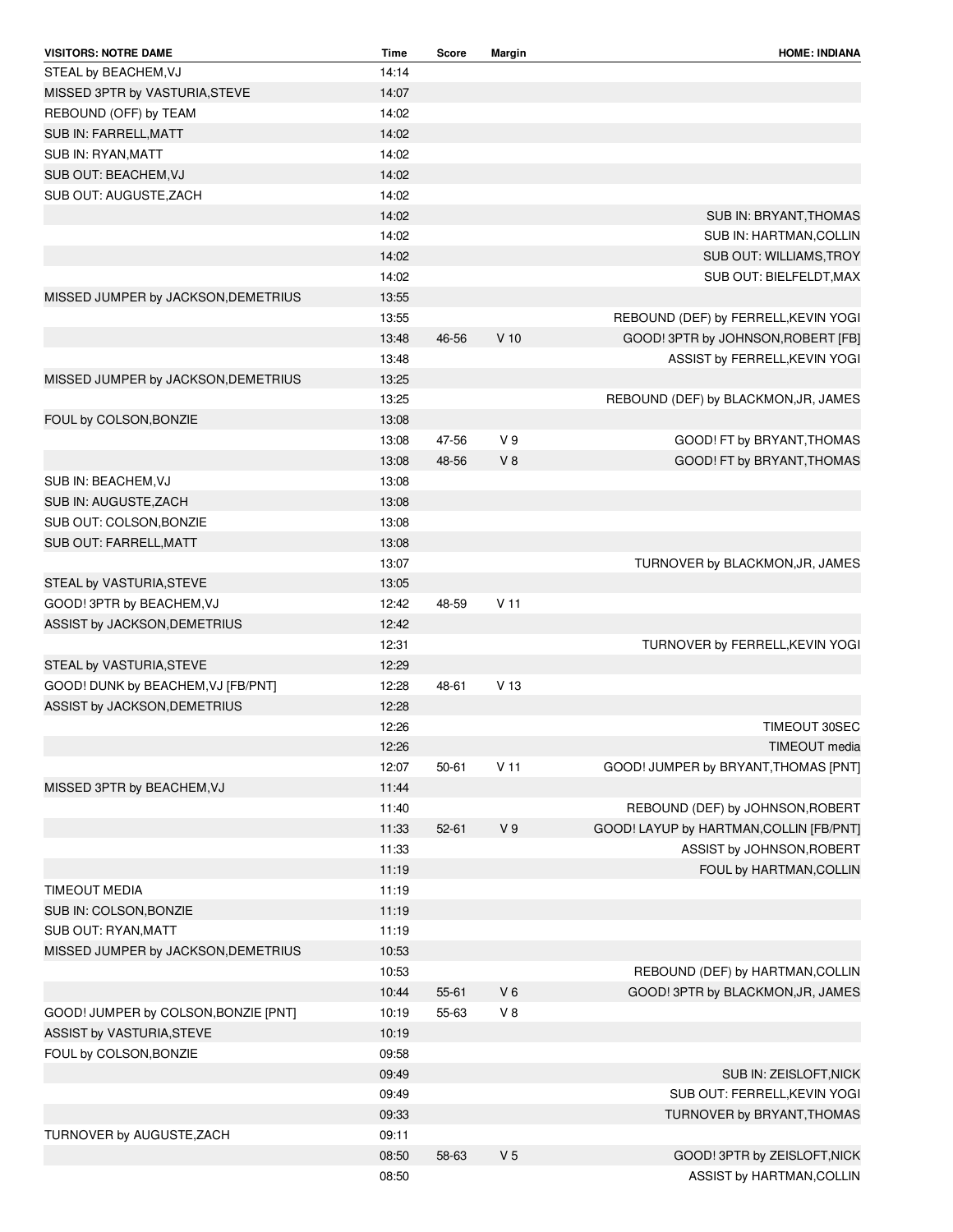| VISITORS: NOTRE DAME | Time | Score | Margin | HOME: INDIANA |
|---|---|---|---|---|
| STEAL by BEACHEM,VJ | 14:14 | | | |
| MISSED 3PTR by VASTURIA,STEVE | 14:07 | | | |
| REBOUND (OFF) by TEAM | 14:02 | | | |
| SUB IN: FARRELL,MATT | 14:02 | | | |
| SUB IN: RYAN,MATT | 14:02 | | | |
| SUB OUT: BEACHEM,VJ | 14:02 | | | |
| SUB OUT: AUGUSTE,ZACH | 14:02 | | | |
| | 14:02 | | | SUB IN: BRYANT,THOMAS |
| | 14:02 | | | SUB IN: HARTMAN,COLLIN |
| | 14:02 | | | SUB OUT: WILLIAMS,TROY |
| | 14:02 | | | SUB OUT: BIELFELDT,MAX |
| MISSED JUMPER by JACKSON,DEMETRIUS | 13:55 | | | |
| | 13:55 | | | REBOUND (DEF) by FERRELL,KEVIN YOGI |
| | 13:48 | 46-56 | V 10 | GOOD! 3PTR by JOHNSON,ROBERT [FB] |
| | 13:48 | | | ASSIST by FERRELL,KEVIN YOGI |
| MISSED JUMPER by JACKSON,DEMETRIUS | 13:25 | | | |
| | 13:25 | | | REBOUND (DEF) by BLACKMON,JR, JAMES |
| FOUL by COLSON,BONZIE | 13:08 | | | |
| | 13:08 | 47-56 | V 9 | GOOD! FT by BRYANT,THOMAS |
| | 13:08 | 48-56 | V 8 | GOOD! FT by BRYANT,THOMAS |
| SUB IN: BEACHEM,VJ | 13:08 | | | |
| SUB IN: AUGUSTE,ZACH | 13:08 | | | |
| SUB OUT: COLSON,BONZIE | 13:08 | | | |
| SUB OUT: FARRELL,MATT | 13:08 | | | |
| | 13:07 | | | TURNOVER by BLACKMON,JR, JAMES |
| STEAL by VASTURIA,STEVE | 13:05 | | | |
| GOOD! 3PTR by BEACHEM,VJ | 12:42 | 48-59 | V 11 | |
| ASSIST by JACKSON,DEMETRIUS | 12:42 | | | |
| | 12:31 | | | TURNOVER by FERRELL,KEVIN YOGI |
| STEAL by VASTURIA,STEVE | 12:29 | | | |
| GOOD! DUNK by BEACHEM,VJ [FB/PNT] | 12:28 | 48-61 | V 13 | |
| ASSIST by JACKSON,DEMETRIUS | 12:28 | | | |
| | 12:26 | | | TIMEOUT 30SEC |
| | 12:26 | | | TIMEOUT media |
| | 12:07 | 50-61 | V 11 | GOOD! JUMPER by BRYANT,THOMAS [PNT] |
| MISSED 3PTR by BEACHEM,VJ | 11:44 | | | |
| | 11:40 | | | REBOUND (DEF) by JOHNSON,ROBERT |
| | 11:33 | 52-61 | V 9 | GOOD! LAYUP by HARTMAN,COLLIN [FB/PNT] |
| | 11:33 | | | ASSIST by JOHNSON,ROBERT |
| | 11:19 | | | FOUL by HARTMAN,COLLIN |
| TIMEOUT MEDIA | 11:19 | | | |
| SUB IN: COLSON,BONZIE | 11:19 | | | |
| SUB OUT: RYAN,MATT | 11:19 | | | |
| MISSED JUMPER by JACKSON,DEMETRIUS | 10:53 | | | |
| | 10:53 | | | REBOUND (DEF) by HARTMAN,COLLIN |
| | 10:44 | 55-61 | V 6 | GOOD! 3PTR by BLACKMON,JR, JAMES |
| GOOD! JUMPER by COLSON,BONZIE [PNT] | 10:19 | 55-63 | V 8 | |
| ASSIST by VASTURIA,STEVE | 10:19 | | | |
| FOUL by COLSON,BONZIE | 09:58 | | | |
| | 09:49 | | | SUB IN: ZEISLOFT,NICK |
| | 09:49 | | | SUB OUT: FERRELL,KEVIN YOGI |
| | 09:33 | | | TURNOVER by BRYANT,THOMAS |
| TURNOVER by AUGUSTE,ZACH | 09:11 | | | |
| | 08:50 | 58-63 | V 5 | GOOD! 3PTR by ZEISLOFT,NICK |
| | 08:50 | | | ASSIST by HARTMAN,COLLIN |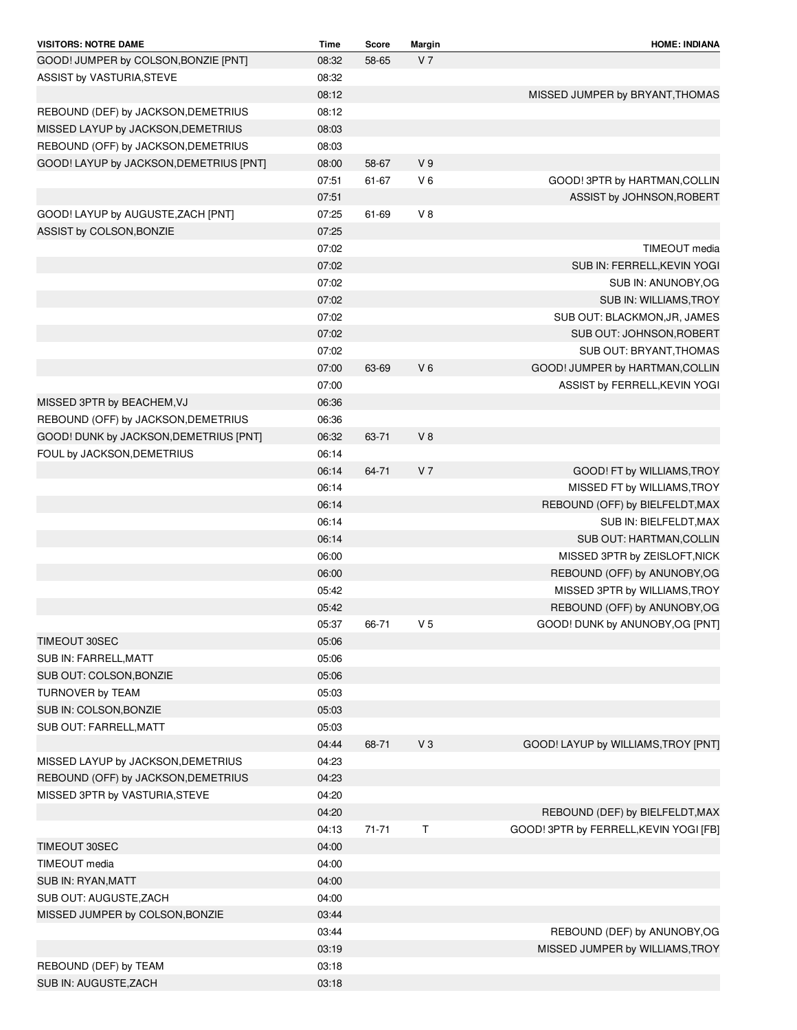| VISITORS: NOTRE DAME | Time | Score | Margin | HOME: INDIANA |
| --- | --- | --- | --- | --- |
| GOOD! JUMPER by COLSON,BONZIE [PNT] | 08:32 | 58-65 | V 7 | |
| ASSIST by VASTURIA,STEVE | 08:32 | | | |
| | 08:12 | | | MISSED JUMPER by BRYANT,THOMAS |
| REBOUND (DEF) by JACKSON,DEMETRIUS | 08:12 | | | |
| MISSED LAYUP by JACKSON,DEMETRIUS | 08:03 | | | |
| REBOUND (OFF) by JACKSON,DEMETRIUS | 08:03 | | | |
| GOOD! LAYUP by JACKSON,DEMETRIUS [PNT] | 08:00 | 58-67 | V 9 | |
| | 07:51 | 61-67 | V 6 | GOOD! 3PTR by HARTMAN,COLLIN |
| | 07:51 | | | ASSIST by JOHNSON,ROBERT |
| GOOD! LAYUP by AUGUSTE,ZACH [PNT] | 07:25 | 61-69 | V 8 | |
| ASSIST by COLSON,BONZIE | 07:25 | | | |
| | 07:02 | | | TIMEOUT media |
| | 07:02 | | | SUB IN: FERRELL,KEVIN YOGI |
| | 07:02 | | | SUB IN: ANUNOBY,OG |
| | 07:02 | | | SUB IN: WILLIAMS,TROY |
| | 07:02 | | | SUB OUT: BLACKMON,JR, JAMES |
| | 07:02 | | | SUB OUT: JOHNSON,ROBERT |
| | 07:02 | | | SUB OUT: BRYANT,THOMAS |
| | 07:00 | 63-69 | V 6 | GOOD! JUMPER by HARTMAN,COLLIN |
| | 07:00 | | | ASSIST by FERRELL,KEVIN YOGI |
| MISSED 3PTR by BEACHEM,VJ | 06:36 | | | |
| REBOUND (OFF) by JACKSON,DEMETRIUS | 06:36 | | | |
| GOOD! DUNK by JACKSON,DEMETRIUS [PNT] | 06:32 | 63-71 | V 8 | |
| FOUL by JACKSON,DEMETRIUS | 06:14 | | | |
| | 06:14 | 64-71 | V 7 | GOOD! FT by WILLIAMS,TROY |
| | 06:14 | | | MISSED FT by WILLIAMS,TROY |
| | 06:14 | | | REBOUND (OFF) by BIELFELDT,MAX |
| | 06:14 | | | SUB IN: BIELFELDT,MAX |
| | 06:14 | | | SUB OUT: HARTMAN,COLLIN |
| | 06:00 | | | MISSED 3PTR by ZEISLOFT,NICK |
| | 06:00 | | | REBOUND (OFF) by ANUNOBY,OG |
| | 05:42 | | | MISSED 3PTR by WILLIAMS,TROY |
| | 05:42 | | | REBOUND (OFF) by ANUNOBY,OG |
| | 05:37 | 66-71 | V 5 | GOOD! DUNK by ANUNOBY,OG [PNT] |
| TIMEOUT 30SEC | 05:06 | | | |
| SUB IN: FARRELL,MATT | 05:06 | | | |
| SUB OUT: COLSON,BONZIE | 05:06 | | | |
| TURNOVER by TEAM | 05:03 | | | |
| SUB IN: COLSON,BONZIE | 05:03 | | | |
| SUB OUT: FARRELL,MATT | 05:03 | | | |
| | 04:44 | 68-71 | V 3 | GOOD! LAYUP by WILLIAMS,TROY [PNT] |
| MISSED LAYUP by JACKSON,DEMETRIUS | 04:23 | | | |
| REBOUND (OFF) by JACKSON,DEMETRIUS | 04:23 | | | |
| MISSED 3PTR by VASTURIA,STEVE | 04:20 | | | |
| | 04:20 | | | REBOUND (DEF) by BIELFELDT,MAX |
| | 04:13 | 71-71 | T | GOOD! 3PTR by FERRELL,KEVIN YOGI [FB] |
| TIMEOUT 30SEC | 04:00 | | | |
| TIMEOUT media | 04:00 | | | |
| SUB IN: RYAN,MATT | 04:00 | | | |
| SUB OUT: AUGUSTE,ZACH | 04:00 | | | |
| MISSED JUMPER by COLSON,BONZIE | 03:44 | | | |
| | 03:44 | | | REBOUND (DEF) by ANUNOBY,OG |
| | 03:19 | | | MISSED JUMPER by WILLIAMS,TROY |
| REBOUND (DEF) by TEAM | 03:18 | | | |
| SUB IN: AUGUSTE,ZACH | 03:18 | | | |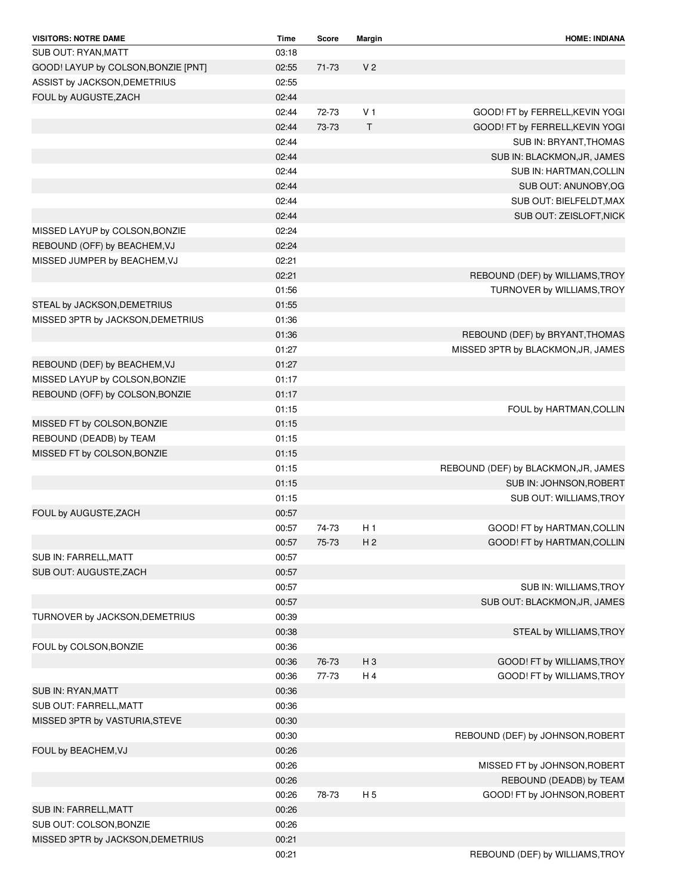| VISITORS: NOTRE DAME | Time | Score | Margin | HOME: INDIANA |
| --- | --- | --- | --- | --- |
| SUB OUT: RYAN,MATT | 03:18 | | | |
| GOOD! LAYUP by COLSON,BONZIE [PNT] | 02:55 | 71-73 | V 2 | |
| ASSIST by JACKSON,DEMETRIUS | 02:55 | | | |
| FOUL by AUGUSTE,ZACH | 02:44 | | | |
| | 02:44 | 72-73 | V 1 | GOOD! FT by FERRELL,KEVIN YOGI |
| | 02:44 | 73-73 | T | GOOD! FT by FERRELL,KEVIN YOGI |
| | 02:44 | | | SUB IN: BRYANT,THOMAS |
| | 02:44 | | | SUB IN: BLACKMON,JR, JAMES |
| | 02:44 | | | SUB IN: HARTMAN,COLLIN |
| | 02:44 | | | SUB OUT: ANUNOBY,OG |
| | 02:44 | | | SUB OUT: BIELFELDT,MAX |
| | 02:44 | | | SUB OUT: ZEISLOFT,NICK |
| MISSED LAYUP by COLSON,BONZIE | 02:24 | | | |
| REBOUND (OFF) by BEACHEM,VJ | 02:24 | | | |
| MISSED JUMPER by BEACHEM,VJ | 02:21 | | | |
| | 02:21 | | | REBOUND (DEF) by WILLIAMS,TROY |
| | 01:56 | | | TURNOVER by WILLIAMS,TROY |
| STEAL by JACKSON,DEMETRIUS | 01:55 | | | |
| MISSED 3PTR by JACKSON,DEMETRIUS | 01:36 | | | |
| | 01:36 | | | REBOUND (DEF) by BRYANT,THOMAS |
| | 01:27 | | | MISSED 3PTR by BLACKMON,JR, JAMES |
| REBOUND (DEF) by BEACHEM,VJ | 01:27 | | | |
| MISSED LAYUP by COLSON,BONZIE | 01:17 | | | |
| REBOUND (OFF) by COLSON,BONZIE | 01:17 | | | |
| | 01:15 | | | FOUL by HARTMAN,COLLIN |
| MISSED FT by COLSON,BONZIE | 01:15 | | | |
| REBOUND (DEADB) by TEAM | 01:15 | | | |
| MISSED FT by COLSON,BONZIE | 01:15 | | | |
| | 01:15 | | | REBOUND (DEF) by BLACKMON,JR, JAMES |
| | 01:15 | | | SUB IN: JOHNSON,ROBERT |
| | 01:15 | | | SUB OUT: WILLIAMS,TROY |
| FOUL by AUGUSTE,ZACH | 00:57 | | | |
| | 00:57 | 74-73 | H 1 | GOOD! FT by HARTMAN,COLLIN |
| | 00:57 | 75-73 | H 2 | GOOD! FT by HARTMAN,COLLIN |
| SUB IN: FARRELL,MATT | 00:57 | | | |
| SUB OUT: AUGUSTE,ZACH | 00:57 | | | |
| | 00:57 | | | SUB IN: WILLIAMS,TROY |
| | 00:57 | | | SUB OUT: BLACKMON,JR, JAMES |
| TURNOVER by JACKSON,DEMETRIUS | 00:39 | | | |
| | 00:38 | | | STEAL by WILLIAMS,TROY |
| FOUL by COLSON,BONZIE | 00:36 | | | |
| | 00:36 | 76-73 | H 3 | GOOD! FT by WILLIAMS,TROY |
| | 00:36 | 77-73 | H 4 | GOOD! FT by WILLIAMS,TROY |
| SUB IN: RYAN,MATT | 00:36 | | | |
| SUB OUT: FARRELL,MATT | 00:36 | | | |
| MISSED 3PTR by VASTURIA,STEVE | 00:30 | | | |
| | 00:30 | | | REBOUND (DEF) by JOHNSON,ROBERT |
| FOUL by BEACHEM,VJ | 00:26 | | | |
| | 00:26 | | | MISSED FT by JOHNSON,ROBERT |
| | 00:26 | | | REBOUND (DEADB) by TEAM |
| | 00:26 | 78-73 | H 5 | GOOD! FT by JOHNSON,ROBERT |
| SUB IN: FARRELL,MATT | 00:26 | | | |
| SUB OUT: COLSON,BONZIE | 00:26 | | | |
| MISSED 3PTR by JACKSON,DEMETRIUS | 00:21 | | | |
| | 00:21 | | | REBOUND (DEF) by WILLIAMS,TROY |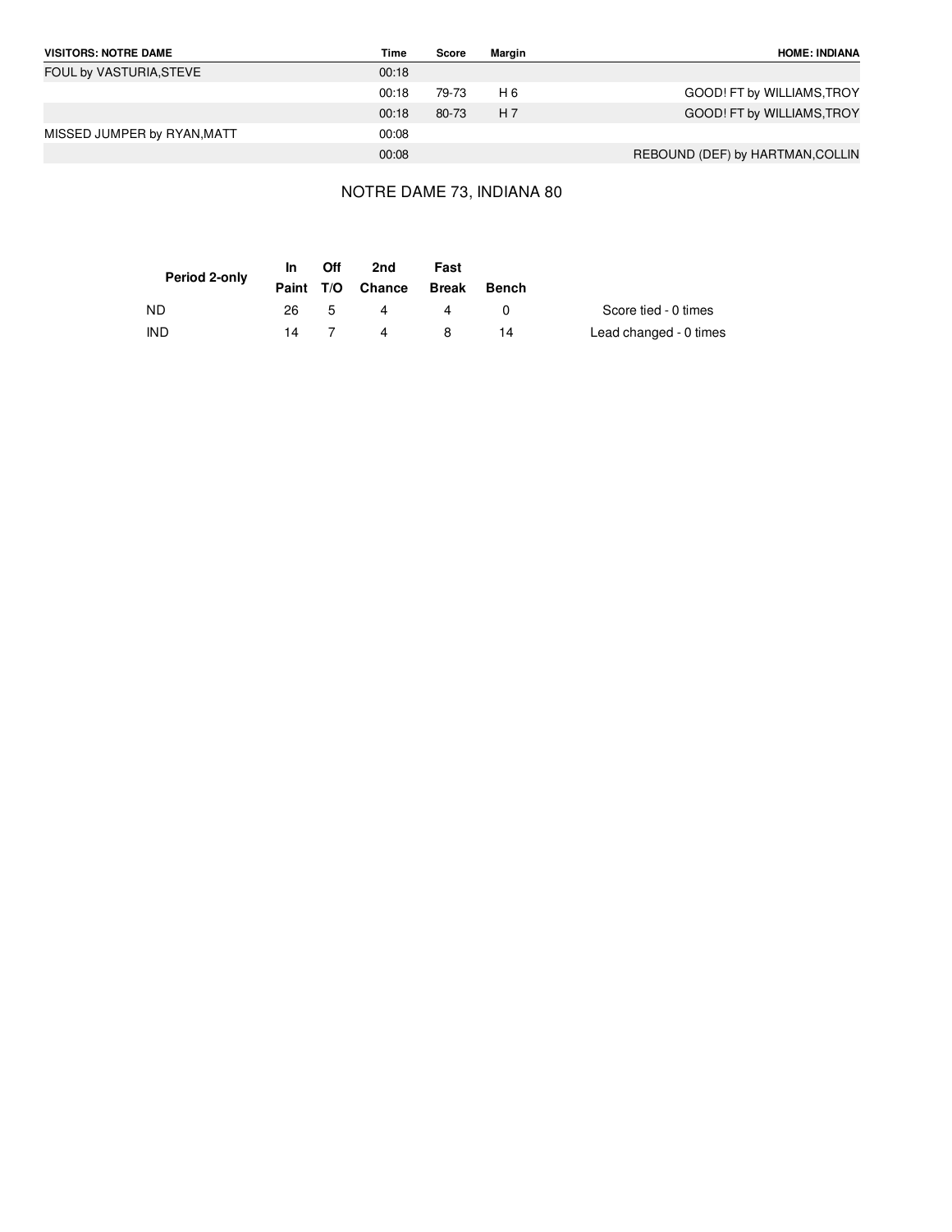| VISITORS: NOTRE DAME | Time | Score | Margin | HOME: INDIANA |
|---|---|---|---|---|
| FOUL by VASTURIA,STEVE | 00:18 | | | |
| | 00:18 | 79-73 | H 6 | GOOD! FT by WILLIAMS,TROY |
| | 00:18 | 80-73 | H 7 | GOOD! FT by WILLIAMS,TROY |
| MISSED JUMPER by RYAN,MATT | 00:08 | | | |
| | 00:08 | | | REBOUND (DEF) by HARTMAN,COLLIN |

NOTRE DAME 73, INDIANA 80

| Period 2-only | In Paint | Off T/O | 2nd Chance | Fast Break | Bench |
|---|---|---|---|---|---|
| ND | 26 | 5 | 4 | 4 | 0 |
| IND | 14 | 7 | 4 | 8 | 14 |

Score tied - 0 times

Lead changed - 0 times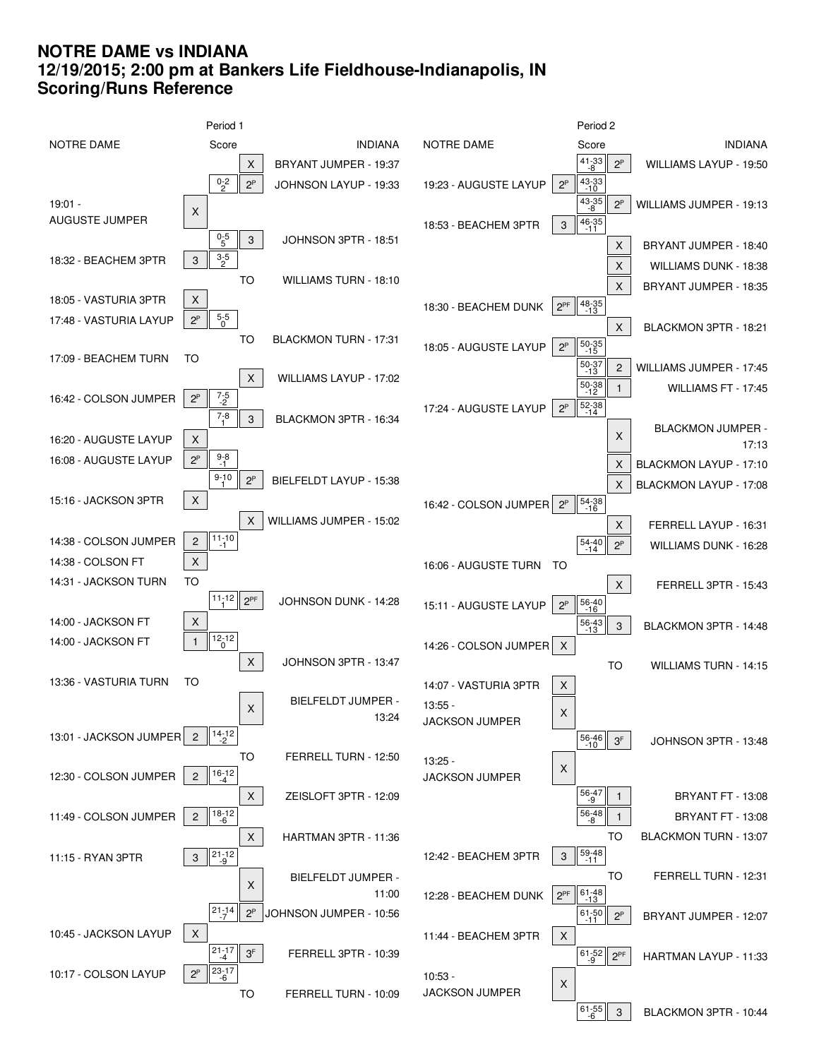# NOTRE DAME vs INDIANA
## 12/19/2015; 2:00 pm at Bankers Life Fieldhouse-Indianapolis, IN
## Scoring/Runs Reference

### Period 1

| NOTRE DAME | | Score | | INDIANA |
|---|---|---|---|---|
| | | | X | BRYANT JUMPER - 19:37 |
| | | 0-2 2 | 2P | JOHNSON LAYUP - 19:33 |
| 19:01 - AUGUSTE JUMPER | X | | | |
| | | 0-5 5 | 3 | JOHNSON 3PTR - 18:51 |
| 18:32 - BEACHEM 3PTR | 3 | 3-5 2 | | |
| | | | TO | WILLIAMS TURN - 18:10 |
| 18:05 - VASTURIA 3PTR | X | | | |
| 17:48 - VASTURIA LAYUP | 2P | 5-5 0 | | |
| | | | TO | BLACKMON TURN - 17:31 |
| 17:09 - BEACHEM TURN | TO | | | |
| | | | X | WILLIAMS LAYUP - 17:02 |
| 16:42 - COLSON JUMPER | 2P | 7-5 -2 | | |
| | | 7-8 1 | 3 | BLACKMON 3PTR - 16:34 |
| 16:20 - AUGUSTE LAYUP | X | | | |
| 16:08 - AUGUSTE LAYUP | 2P | 9-8 -1 | | |
| | | 9-10 1 | 2P | BIELFELDT LAYUP - 15:38 |
| 15:16 - JACKSON 3PTR | X | | | |
| | | | X | WILLIAMS JUMPER - 15:02 |
| 14:38 - COLSON JUMPER | 2 | 11-10 -1 | | |
| 14:38 - COLSON FT | X | | | |
| 14:31 - JACKSON TURN | TO | | | |
| | | 11-12 1 | 2PF | JOHNSON DUNK - 14:28 |
| 14:00 - JACKSON FT | X | | | |
| 14:00 - JACKSON FT | 1 | 12-12 0 | | |
| | | | X | JOHNSON 3PTR - 13:47 |
| 13:36 - VASTURIA TURN | TO | | | |
| | | | X | BIELFELDT JUMPER - 13:24 |
| 13:01 - JACKSON JUMPER | 2 | 14-12 -2 | | |
| | | | TO | FERRELL TURN - 12:50 |
| 12:30 - COLSON JUMPER | 2 | 16-12 -4 | | |
| | | | X | ZEISLOFT 3PTR - 12:09 |
| 11:49 - COLSON JUMPER | 2 | 18-12 -6 | | |
| | | | X | HARTMAN 3PTR - 11:36 |
| 11:15 - RYAN 3PTR | 3 | 21-12 -9 | | |
| | | | X | BIELFELDT JUMPER - 11:00 |
| | | 21-14 -7 | 2P | JOHNSON JUMPER - 10:56 |
| 10:45 - JACKSON LAYUP | X | | | |
| | | 21-17 -4 | 3F | FERRELL 3PTR - 10:39 |
| 10:17 - COLSON LAYUP | 2P | 23-17 -6 | | |
| | | | TO | FERRELL TURN - 10:09 |

### Period 2

| NOTRE DAME | | Score | | INDIANA |
|---|---|---|---|---|
| | | 41-33 -8 | 2P | WILLIAMS LAYUP - 19:50 |
| 19:23 - AUGUSTE LAYUP | 2P | 43-33 -10 | | |
| | | 43-35 -8 | 2P | WILLIAMS JUMPER - 19:13 |
| 18:53 - BEACHEM 3PTR | 3 | 46-35 -11 | | |
| | | | X | BRYANT JUMPER - 18:40 |
| | | | X | WILLIAMS DUNK - 18:38 |
| | | | X | BRYANT JUMPER - 18:35 |
| 18:30 - BEACHEM DUNK | 2PF | 48-35 -13 | | |
| | | | X | BLACKMON 3PTR - 18:21 |
| 18:05 - AUGUSTE LAYUP | 2P | 50-35 -15 | | |
| | | 50-37 -13 | 2 | WILLIAMS JUMPER - 17:45 |
| | | 50-38 -12 | 1 | WILLIAMS FT - 17:45 |
| 17:24 - AUGUSTE LAYUP | 2P | 52-38 -14 | | |
| | | | X | BLACKMON JUMPER - 17:13 |
| | | | X | BLACKMON LAYUP - 17:10 |
| | | | X | BLACKMON LAYUP - 17:08 |
| 16:42 - COLSON JUMPER | 2P | 54-38 -16 | | |
| | | | X | FERRELL LAYUP - 16:31 |
| | | 54-40 -14 | 2P | WILLIAMS DUNK - 16:28 |
| 16:06 - AUGUSTE TURN | TO | | | |
| | | | X | FERRELL 3PTR - 15:43 |
| 15:11 - AUGUSTE LAYUP | 2P | 56-40 -16 | | |
| | | 56-43 -13 | 3 | BLACKMON 3PTR - 14:48 |
| 14:26 - COLSON JUMPER | X | | | |
| | | | TO | WILLIAMS TURN - 14:15 |
| 14:07 - VASTURIA 3PTR | X | | | |
| 13:55 - JACKSON JUMPER | X | | | |
| | | 56-46 -10 | 3F | JOHNSON 3PTR - 13:48 |
| 13:25 - JACKSON JUMPER | X | | | |
| | | 56-47 -9 | 1 | BRYANT FT - 13:08 |
| | | 56-48 -8 | 1 | BRYANT FT - 13:08 |
| | | | TO | BLACKMON TURN - 13:07 |
| 12:42 - BEACHEM 3PTR | 3 | 59-48 -11 | | |
| | | | TO | FERRELL TURN - 12:31 |
| 12:28 - BEACHEM DUNK | 2PF | 61-48 -13 | | |
| | | 61-50 -11 | 2P | BRYANT JUMPER - 12:07 |
| 11:44 - BEACHEM 3PTR | X | | | |
| | | 61-52 -9 | 2PF | HARTMAN LAYUP - 11:33 |
| 10:53 - JACKSON JUMPER | X | | | |
| | | 61-55 -6 | 3 | BLACKMON 3PTR - 10:44 |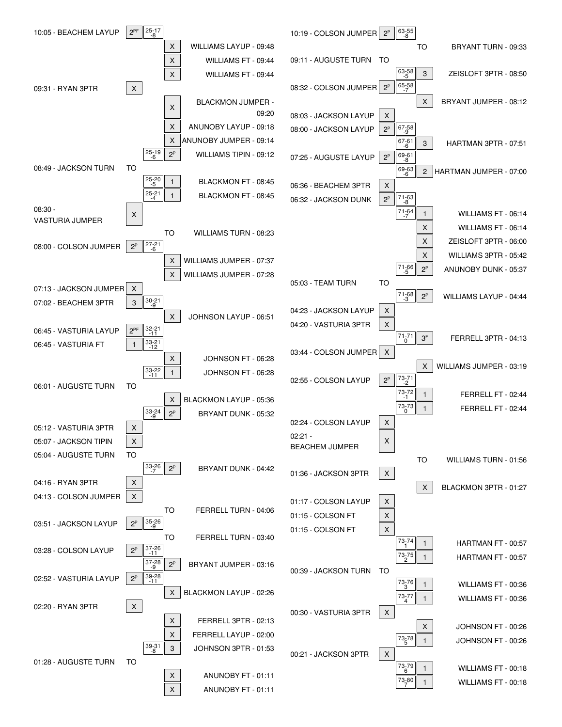| Home | Result | Score | Result | Visitor |
|---|---|---|---|---|
| 10:05 - BEACHEM LAYUP | 2PF | 25-17 -8 | | |
| | | | X | WILLIAMS LAYUP - 09:48 |
| | | | X | WILLIAMS FT - 09:44 |
| | | | X | WILLIAMS FT - 09:44 |
| 09:31 - RYAN 3PTR | X | | | |
| | | | X | BLACKMON JUMPER - 09:20 |
| | | | X | ANUNOBY LAYUP - 09:18 |
| | | | X | ANUNOBY JUMPER - 09:14 |
| | | 25-19 -6 | 2P | WILLIAMS TIPIN - 09:12 |
| 08:49 - JACKSON TURN | TO | | | |
| | | 25-20 -5 | 1 | BLACKMON FT - 08:45 |
| | | 25-21 -4 | 1 | BLACKMON FT - 08:45 |
| 08:30 - VASTURIA JUMPER | X | | | |
| | | | TO | WILLIAMS TURN - 08:23 |
| 08:00 - COLSON JUMPER | 2P | 27-21 -6 | | |
| | | | X | WILLIAMS JUMPER - 07:37 |
| | | | X | WILLIAMS JUMPER - 07:28 |
| 07:13 - JACKSON JUMPER | X | | | |
| 07:02 - BEACHEM 3PTR | 3 | 30-21 -9 | | |
| | | | X | JOHNSON LAYUP - 06:51 |
| 06:45 - VASTURIA LAYUP | 2PF | 32-21 -11 | | |
| 06:45 - VASTURIA FT | 1 | 33-21 -12 | | |
| | | | X | JOHNSON FT - 06:28 |
| | | 33-22 -11 | 1 | JOHNSON FT - 06:28 |
| 06:01 - AUGUSTE TURN | TO | | | |
| | | | X | BLACKMON LAYUP - 05:36 |
| | | 33-24 -9 | 2P | BRYANT DUNK - 05:32 |
| 05:12 - VASTURIA 3PTR | X | | | |
| 05:07 - JACKSON TIPIN | X | | | |
| 05:04 - AUGUSTE TURN | TO | | | |
| | | 33-26 -7 | 2P | BRYANT DUNK - 04:42 |
| 04:16 - RYAN 3PTR | X | | | |
| 04:13 - COLSON JUMPER | X | | | |
| | | | TO | FERRELL TURN - 04:06 |
| 03:51 - JACKSON LAYUP | 2P | 35-26 -9 | | |
| | | | TO | FERRELL TURN - 03:40 |
| 03:28 - COLSON LAYUP | 2P | 37-26 -11 | | |
| | | 37-28 -9 | 2P | BRYANT JUMPER - 03:16 |
| 02:52 - VASTURIA LAYUP | 2P | 39-28 -11 | | |
| | | | X | BLACKMON LAYUP - 02:26 |
| 02:20 - RYAN 3PTR | X | | | |
| | | | X | FERRELL 3PTR - 02:13 |
| | | | X | FERRELL LAYUP - 02:00 |
| | | 39-31 -8 | 3 | JOHNSON 3PTR - 01:53 |
| 01:28 - AUGUSTE TURN | TO | | | |
| | | | X | ANUNOBY FT - 01:11 |
| | | | X | ANUNOBY FT - 01:11 |

| Home | Result | Score | Result | Visitor |
|---|---|---|---|---|
| 10:19 - COLSON JUMPER | 2P | 63-55 -8 | | |
| | | | TO | BRYANT TURN - 09:33 |
| 09:11 - AUGUSTE TURN | TO | | | |
| | | 63-58 -5 | 3 | ZEISLOFT 3PTR - 08:50 |
| 08:32 - COLSON JUMPER | 2P | 65-58 -7 | | |
| | | | X | BRYANT JUMPER - 08:12 |
| 08:03 - JACKSON LAYUP | X | | | |
| 08:00 - JACKSON LAYUP | 2P | 67-58 -9 | | |
| | | 67-61 -6 | 3 | HARTMAN 3PTR - 07:51 |
| 07:25 - AUGUSTE LAYUP | 2P | 69-61 -8 | | |
| | | 69-63 -6 | 2 | HARTMAN JUMPER - 07:00 |
| 06:36 - BEACHEM 3PTR | X | | | |
| 06:32 - JACKSON DUNK | 2P | 71-63 -8 | | |
| | | 71-64 -7 | 1 | WILLIAMS FT - 06:14 |
| | | | X | WILLIAMS FT - 06:14 |
| | | | X | ZEISLOFT 3PTR - 06:00 |
| | | | X | WILLIAMS 3PTR - 05:42 |
| | | 71-66 -5 | 2P | ANUNOBY DUNK - 05:37 |
| 05:03 - TEAM TURN | TO | | | |
| | | 71-68 -3 | 2P | WILLIAMS LAYUP - 04:44 |
| 04:23 - JACKSON LAYUP | X | | | |
| 04:20 - VASTURIA 3PTR | X | | | |
| | | 71-71 0 | 3F | FERRELL 3PTR - 04:13 |
| 03:44 - COLSON JUMPER | X | | | |
| | | | X | WILLIAMS JUMPER - 03:19 |
| 02:55 - COLSON LAYUP | 2P | 73-71 -2 | | |
| | | 73-72 -1 | 1 | FERRELL FT - 02:44 |
| | | 73-73 0 | 1 | FERRELL FT - 02:44 |
| 02:24 - COLSON LAYUP | X | | | |
| 02:21 - BEACHEM JUMPER | X | | | |
| | | | TO | WILLIAMS TURN - 01:56 |
| 01:36 - JACKSON 3PTR | X | | | |
| | | | X | BLACKMON 3PTR - 01:27 |
| 01:17 - COLSON LAYUP | X | | | |
| 01:15 - COLSON FT | X | | | |
| 01:15 - COLSON FT | X | | | |
| | | 73-74 1 | 1 | HARTMAN FT - 00:57 |
| | | 73-75 2 | 1 | HARTMAN FT - 00:57 |
| 00:39 - JACKSON TURN | TO | | | |
| | | 73-76 3 | 1 | WILLIAMS FT - 00:36 |
| | | 73-77 4 | 1 | WILLIAMS FT - 00:36 |
| 00:30 - VASTURIA 3PTR | X | | | |
| | | | X | JOHNSON FT - 00:26 |
| | | 73-78 5 | 1 | JOHNSON FT - 00:26 |
| 00:21 - JACKSON 3PTR | X | | | |
| | | 73-79 6 | 1 | WILLIAMS FT - 00:18 |
| | | 73-80 7 | 1 | WILLIAMS FT - 00:18 |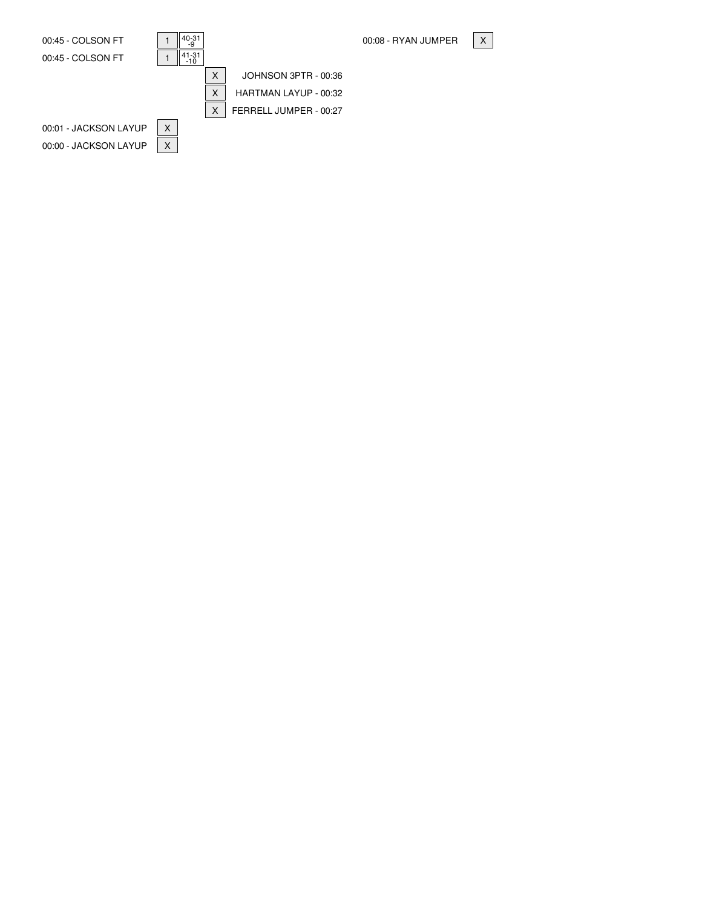| | | | | |
|---|---|---|---|---|
| 00:45 - COLSON FT | 1 | 40-31 -9 | | |
| 00:45 - COLSON FT | 1 | 41-31 -10 | | |
| | | | X | JOHNSON 3PTR - 00:36 |
| | | | X | HARTMAN LAYUP - 00:32 |
| | | | X | FERRELL JUMPER - 00:27 |
| 00:01 - JACKSON LAYUP | X | | | |
| 00:00 - JACKSON LAYUP | X | | | |

| | |
|---|---|
| 00:08 - RYAN JUMPER | X |